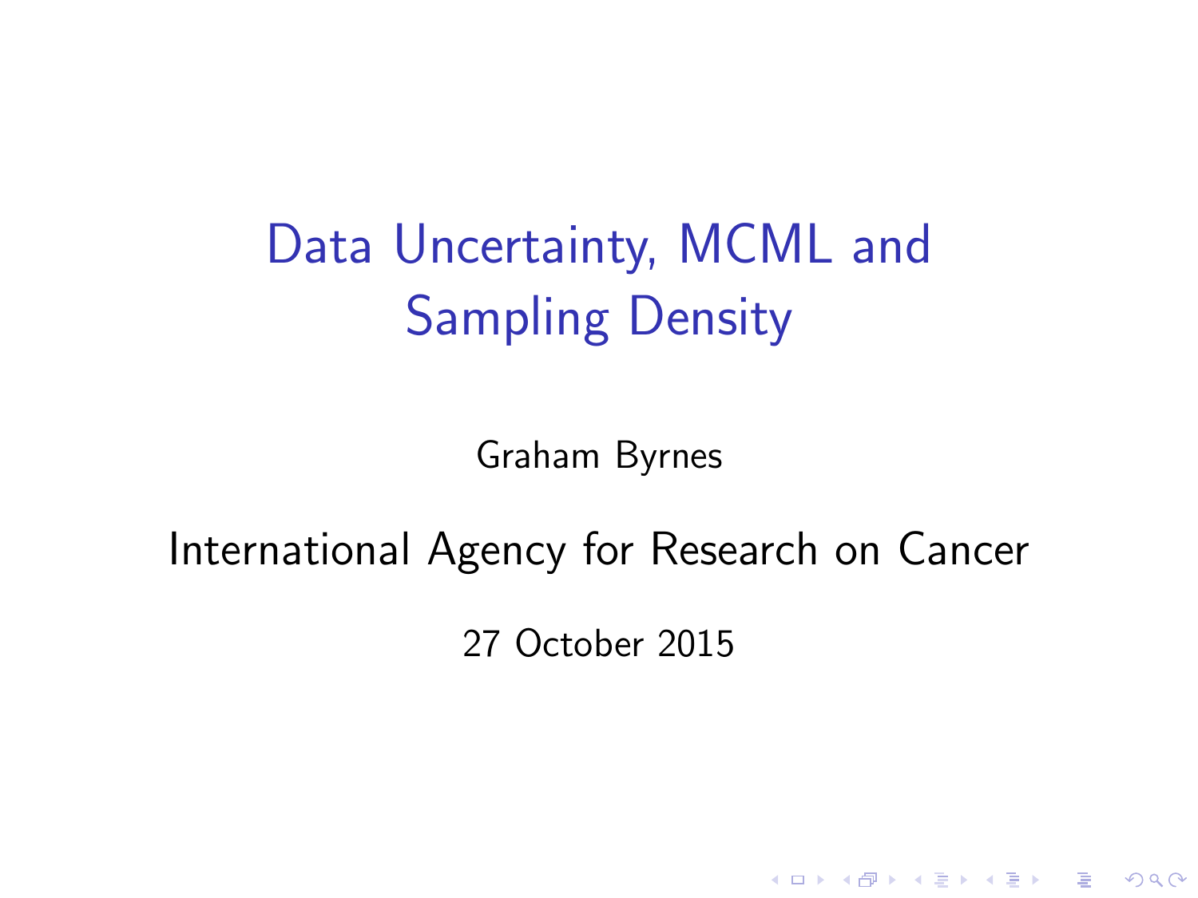# Data Uncertainty, MCML and Sampling Density

Graham Byrnes

International Agency for Research on Cancer

27 October 2015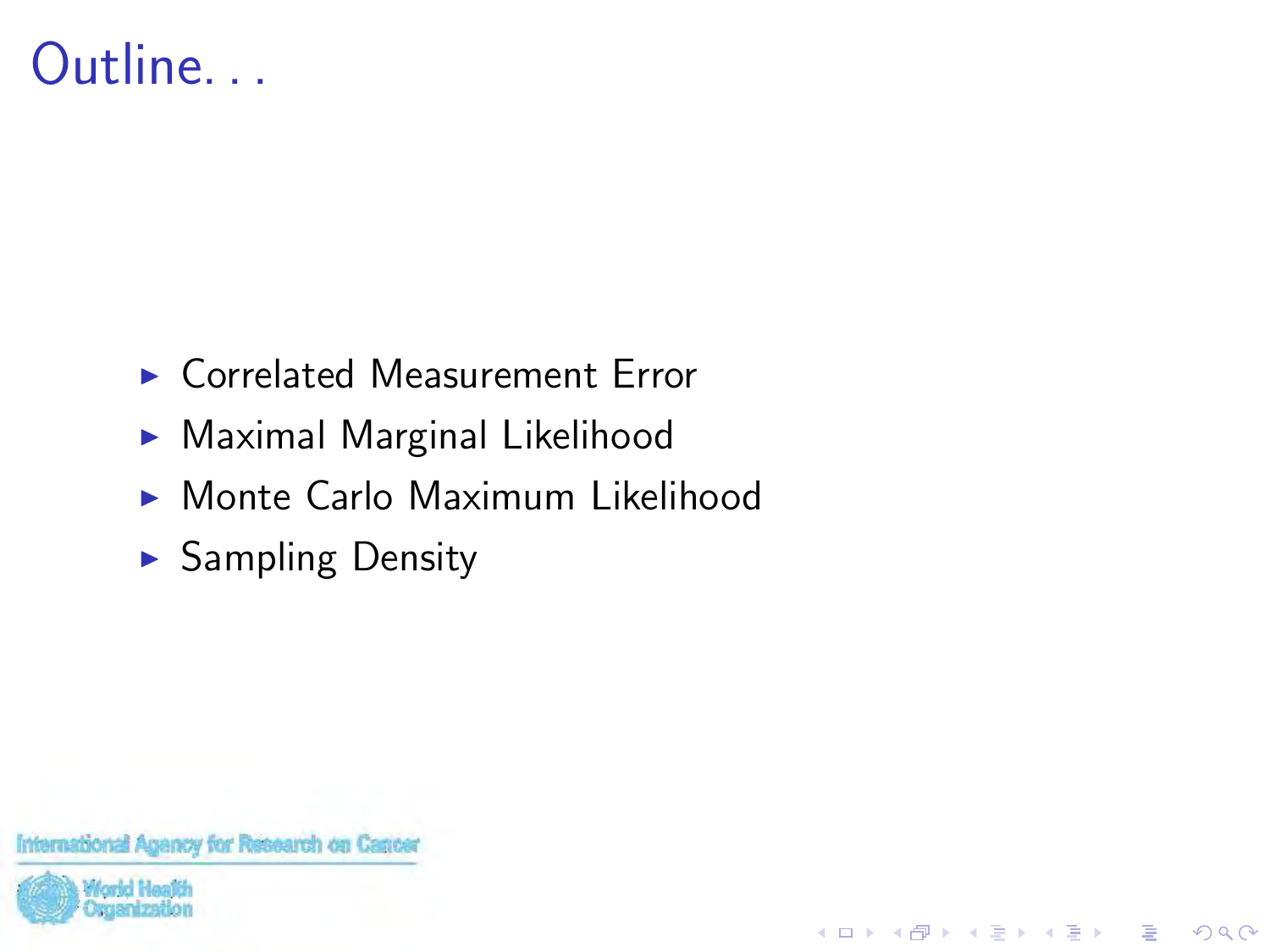# Outline. . .

- Correlated Measurement Error
- Maximal Marginal Likelihood
- Monte Carlo Maximum Likelihood
- Sampling Density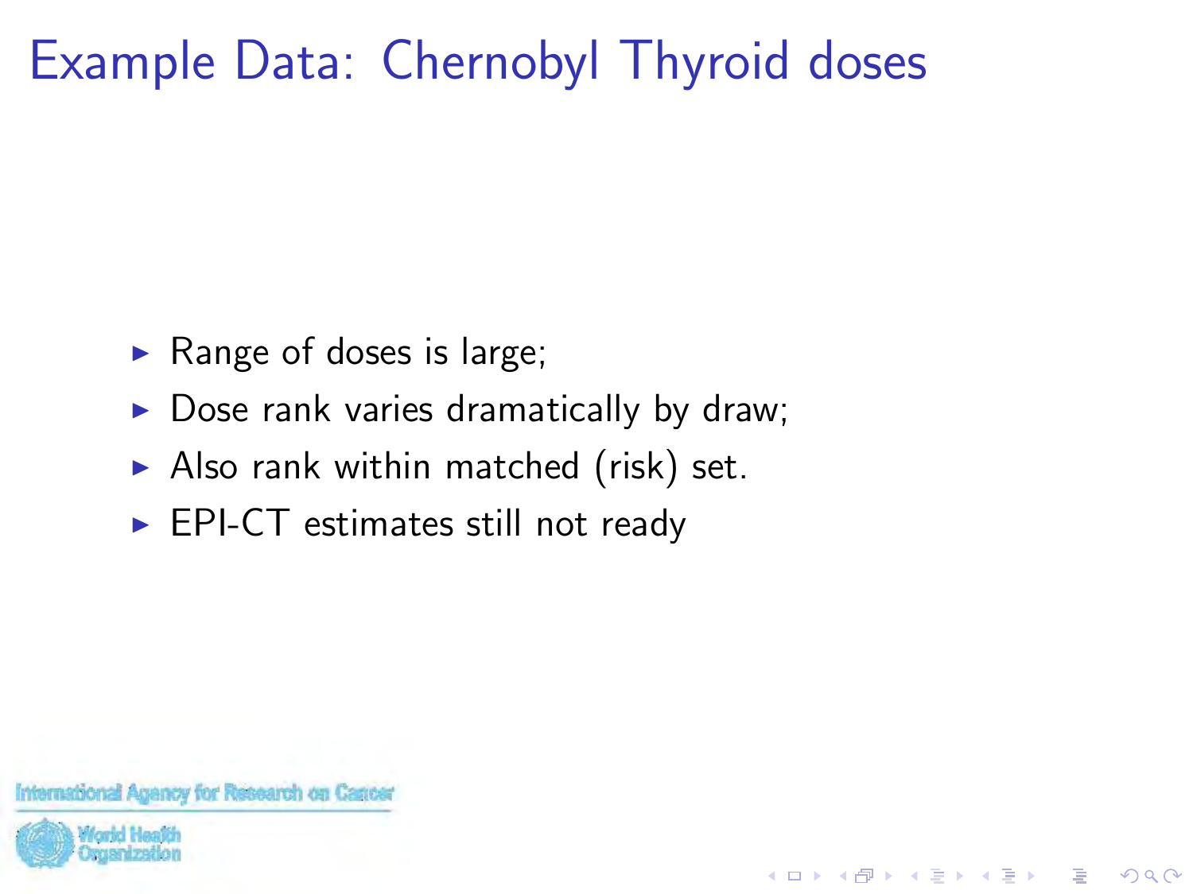# Example Data: Chernobyl Thyroid doses

- Range of doses is large;
- Dose rank varies dramatically by draw;
- Also rank within matched (risk) set.
- EPI-CT estimates still not ready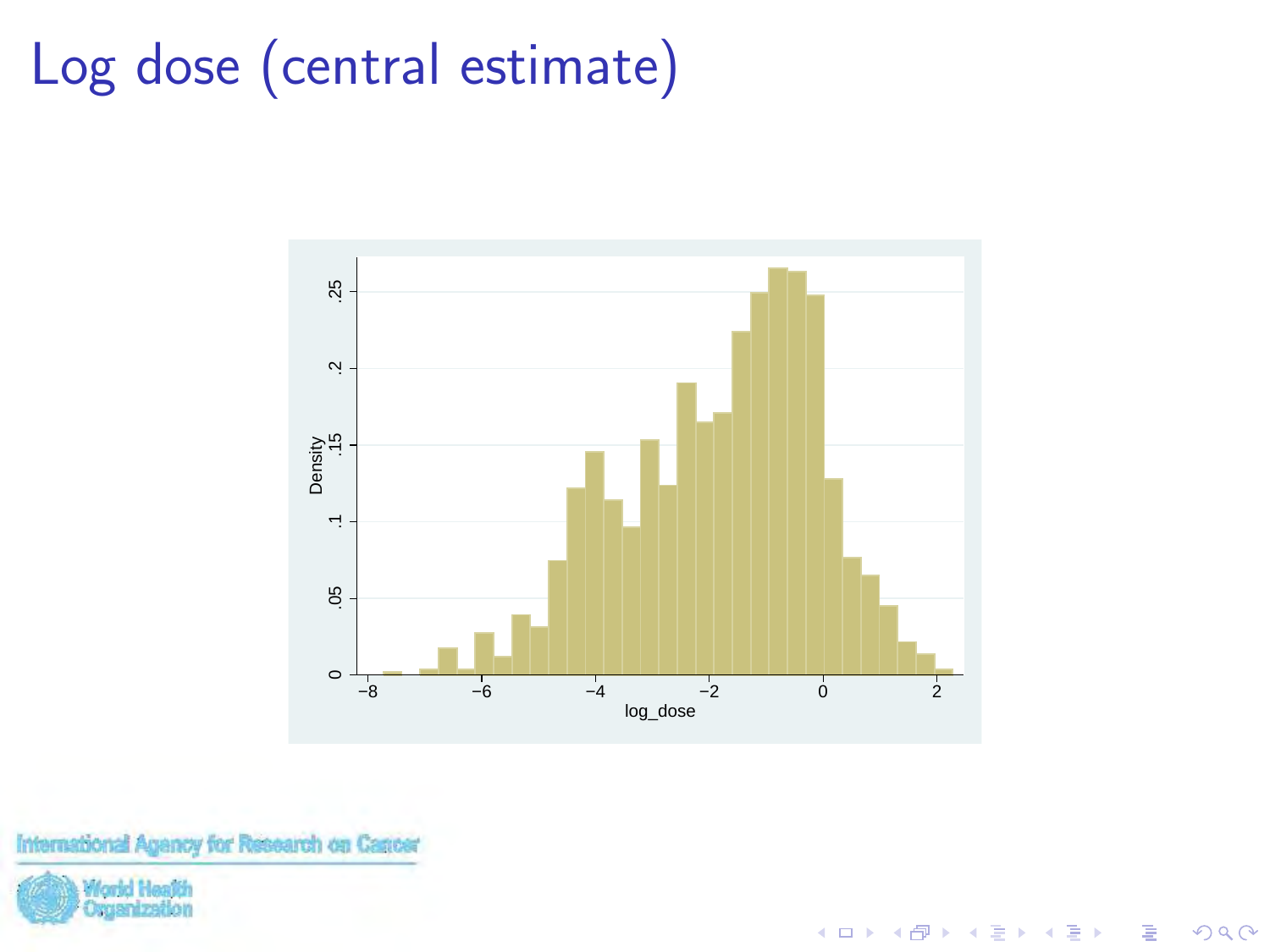# Log dose (central estimate)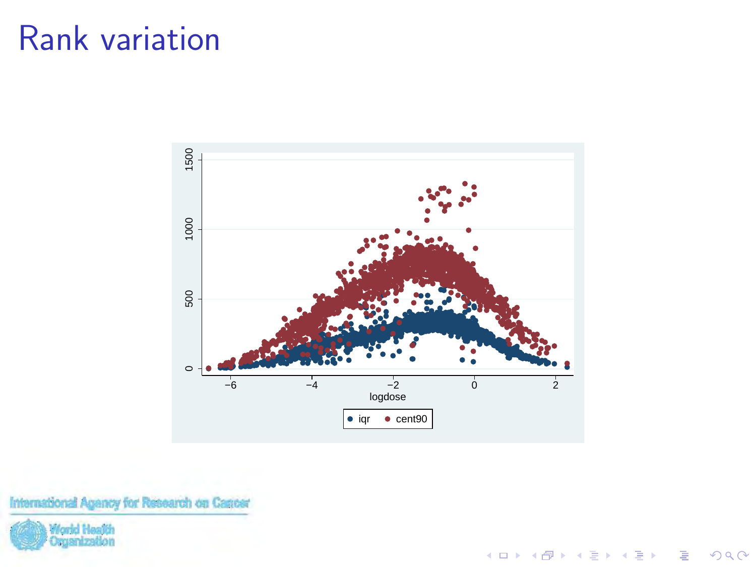# Rank variation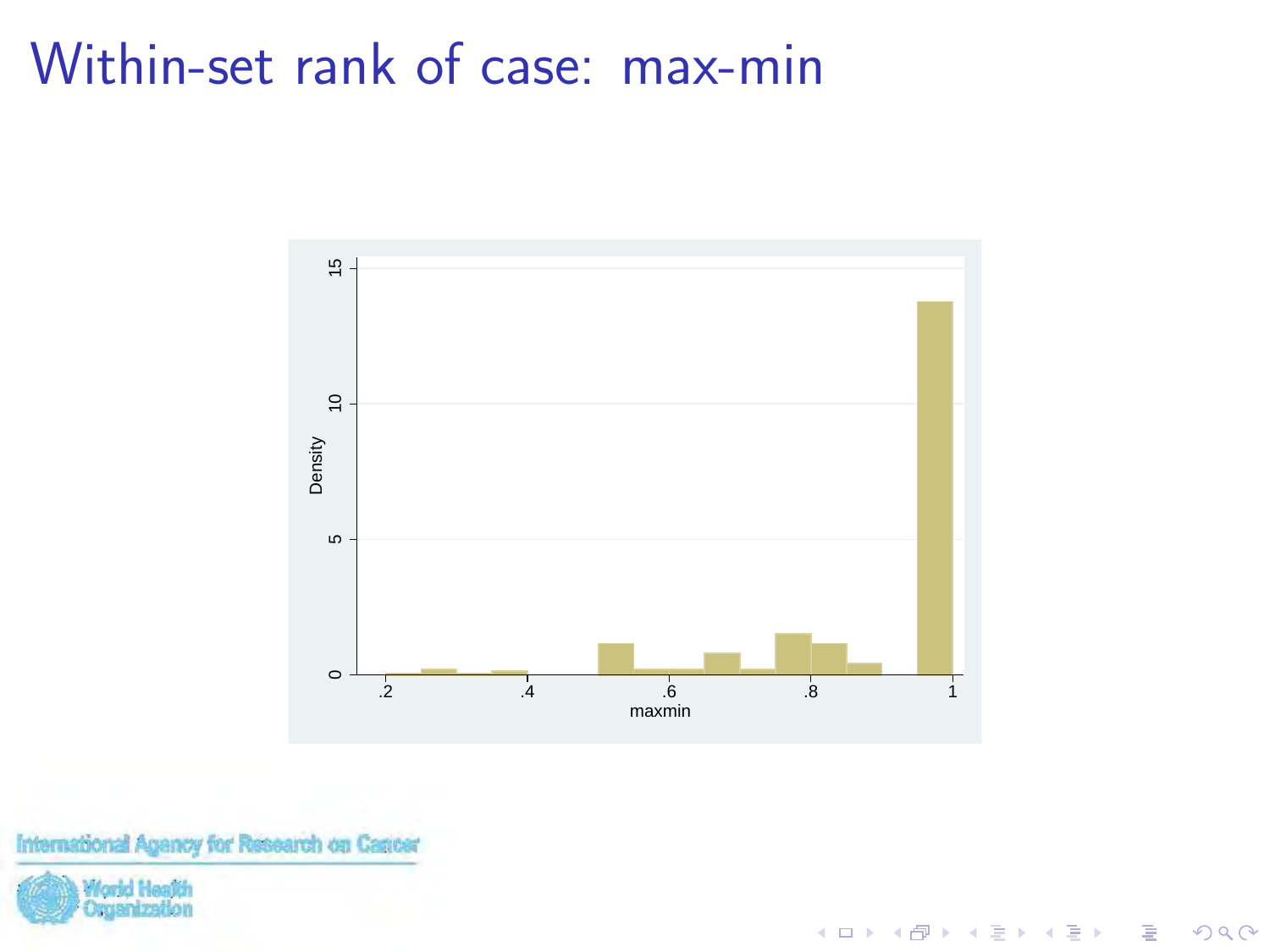# Within-set rank of case: max-min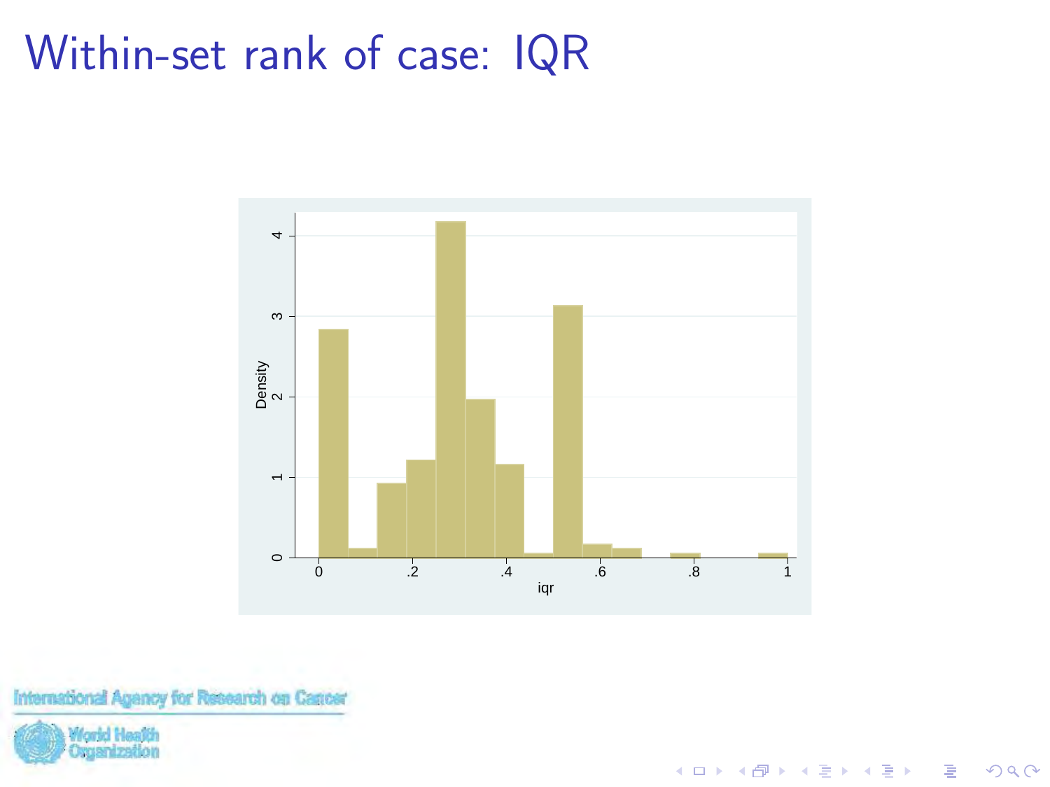# Within-set rank of case: IQR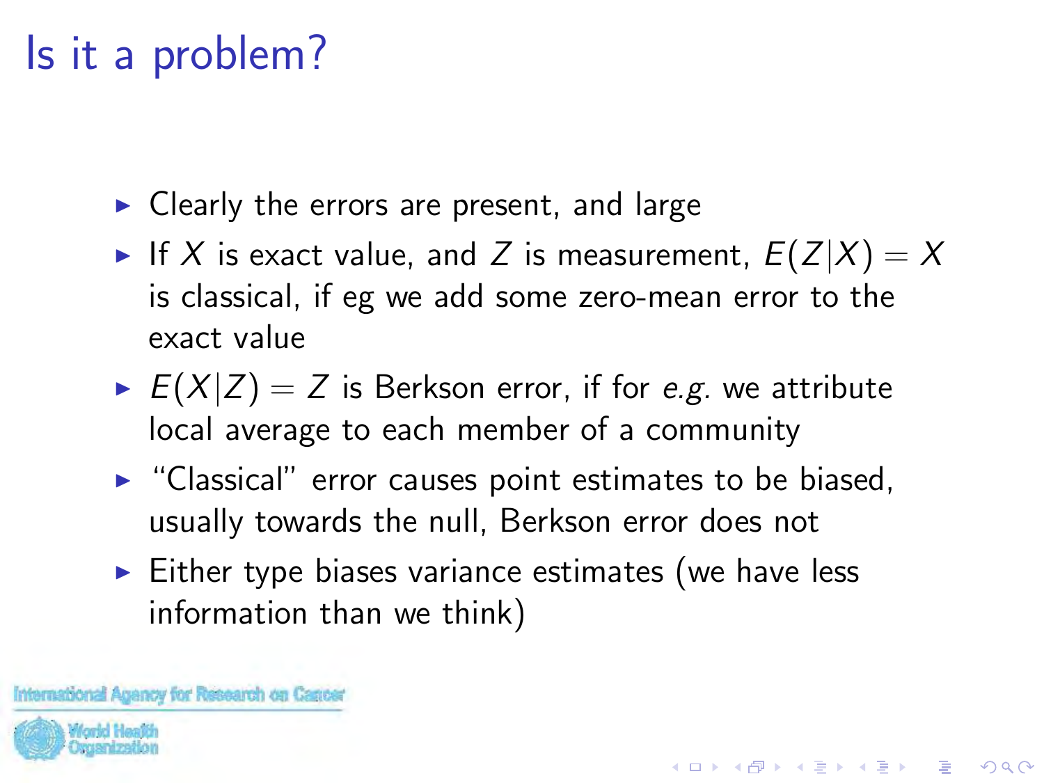# Is it a problem?

- Clearly the errors are present, and large
- If $X$ is exact value, and $Z$ is measurement, $E(Z|X) = X$ is classical, if eg we add some zero-mean error to the exact value
- $E(X|Z) = Z$ is Berkson error, if for *e.g.* we attribute local average to each member of a community
- "Classical" error causes point estimates to be biased, usually towards the null, Berkson error does not
- Either type biases variance estimates (we have less information than we think)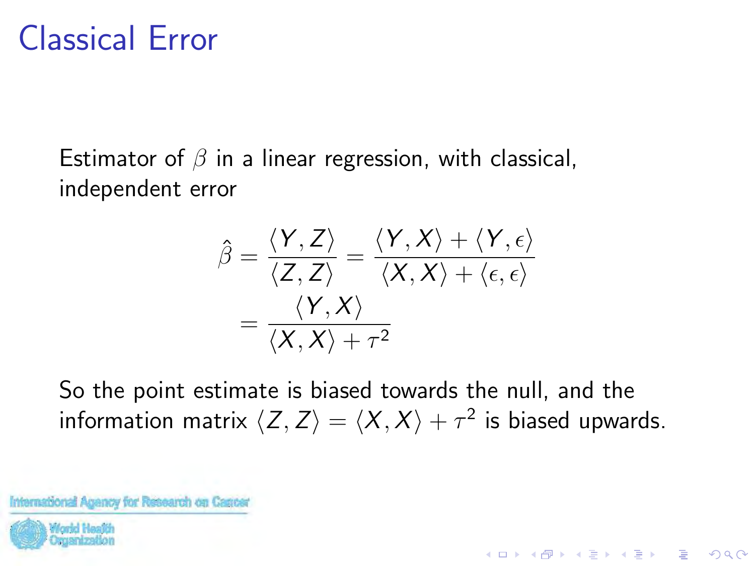# Classical Error

Estimator of $\beta$ in a linear regression, with classical, independent error

$$
\begin{aligned}
\hat{\beta} = \frac{\langle Y, Z \rangle}{\langle Z, Z \rangle} &= \frac{\langle Y, X \rangle + \langle Y, \epsilon \rangle}{\langle X, X \rangle + \langle \epsilon, \epsilon \rangle} \\
&= \frac{\langle Y, X \rangle}{\langle X, X \rangle + \tau^2}
\end{aligned}
$$

So the point estimate is biased towards the null, and the information matrix $\langle Z, Z \rangle = \langle X, X \rangle + \tau^2$ is biased upwards.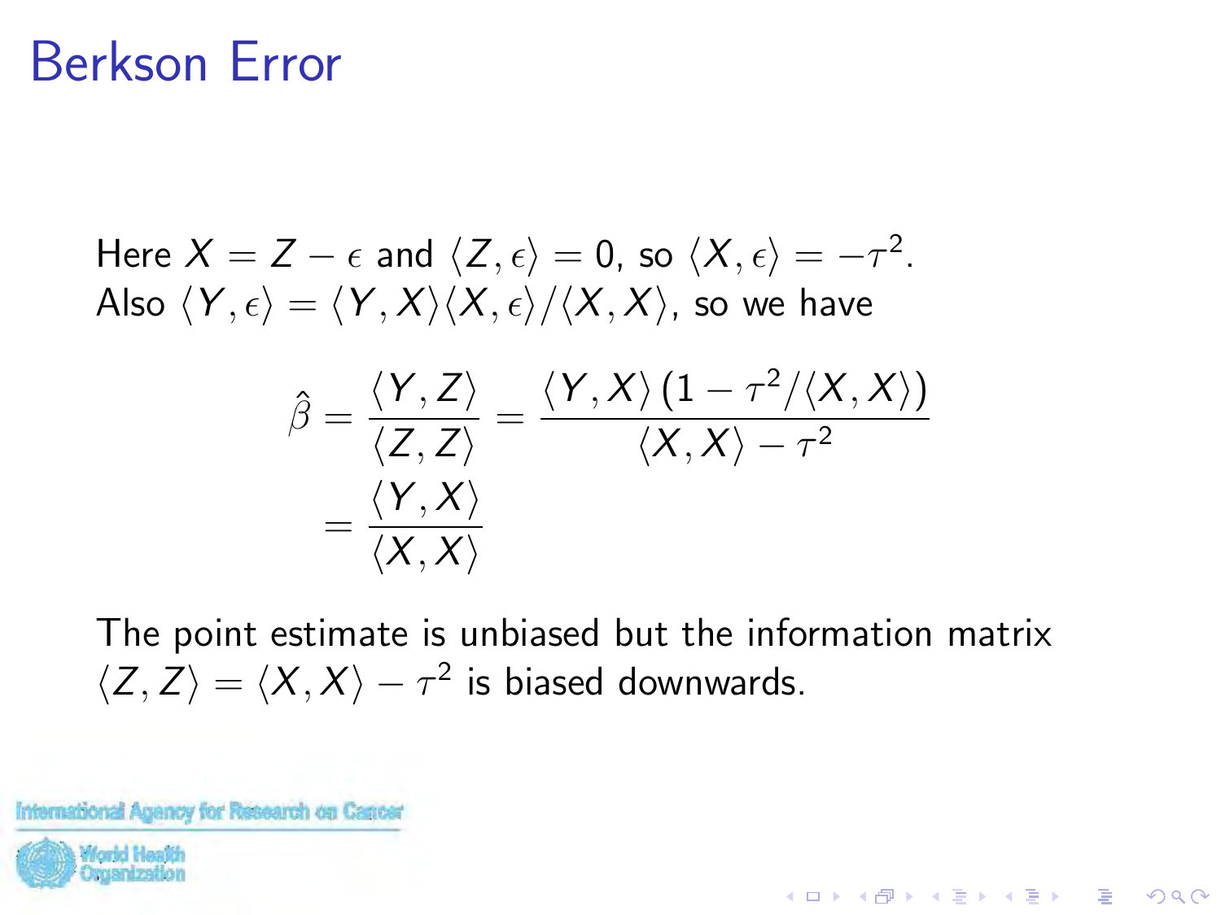# Berkson Error

Here $X = Z - \epsilon$ and $\langle Z, \epsilon \rangle = 0$, so $\langle X, \epsilon \rangle = -\tau^2$.
Also $\langle Y, \epsilon \rangle = \langle Y, X \rangle \langle X, \epsilon \rangle / \langle X, X \rangle$, so we have

$$
\begin{aligned}
\hat{\beta} = \frac{\langle Y, Z \rangle}{\langle Z, Z \rangle} &= \frac{\langle Y, X \rangle \left(1 - \tau^2 / \langle X, X \rangle\right)}{\langle X, X \rangle - \tau^2} \\
&= \frac{\langle Y, X \rangle}{\langle X, X \rangle}
\end{aligned}
$$

The point estimate is unbiased but the information matrix $\langle Z, Z \rangle = \langle X, X \rangle - \tau^2$ is biased downwards.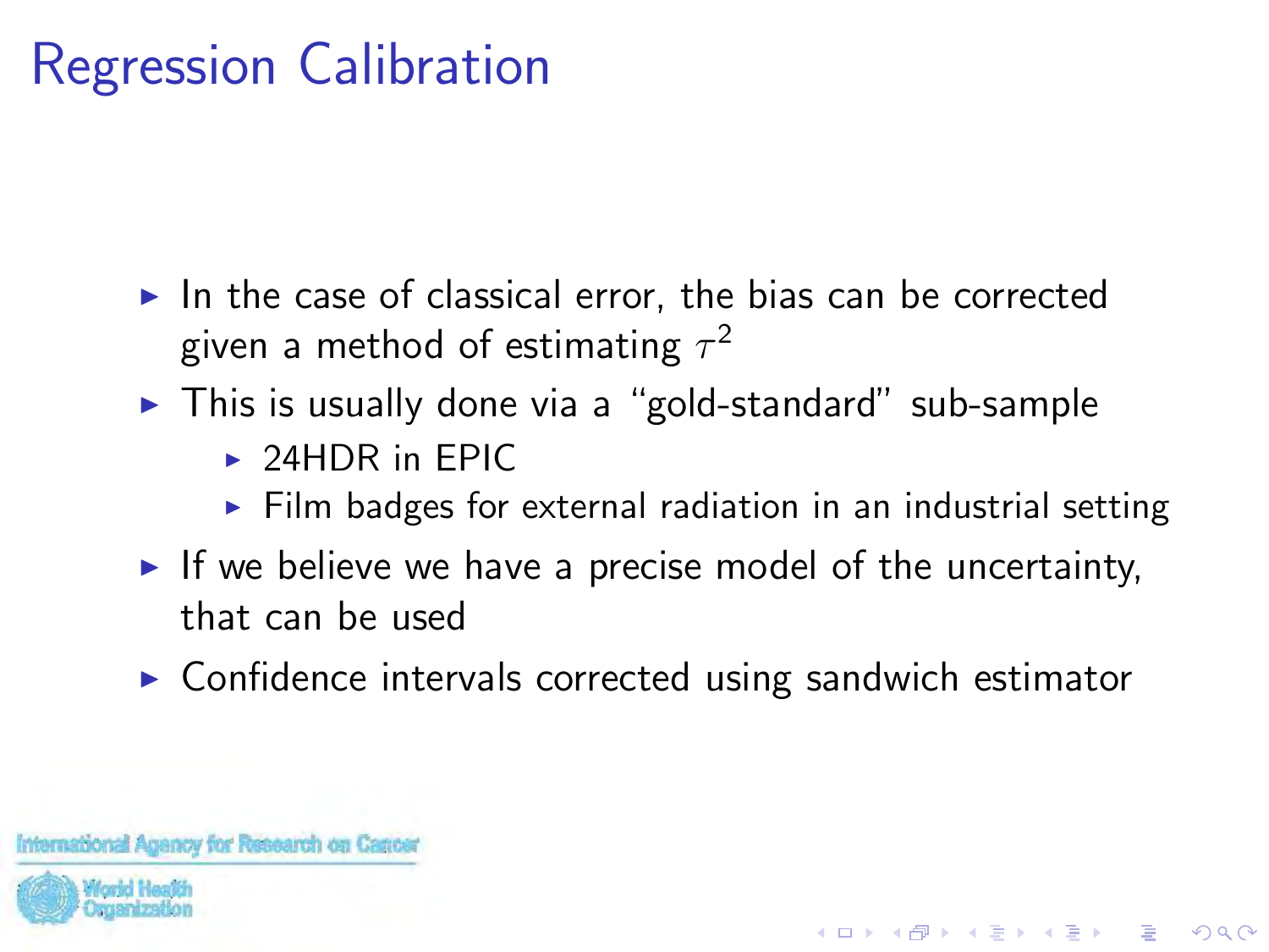# Regression Calibration

- In the case of classical error, the bias can be corrected given a method of estimating $\tau^2$
- This is usually done via a "gold-standard" sub-sample
  - 24HDR in EPIC
  - Film badges for external radiation in an industrial setting
- If we believe we have a precise model of the uncertainty, that can be used
- Confidence intervals corrected using sandwich estimator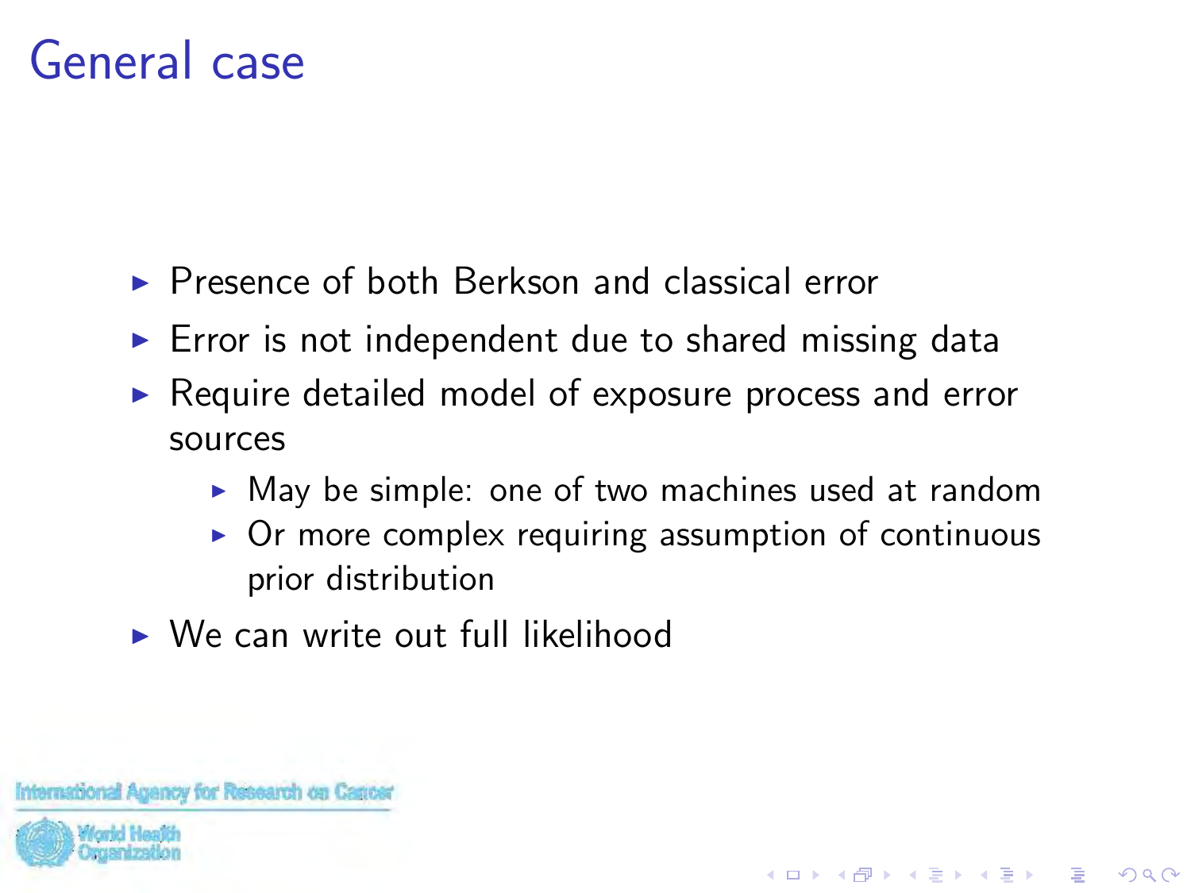# General case

- Presence of both Berkson and classical error
- Error is not independent due to shared missing data
- Require detailed model of exposure process and error sources
    - May be simple: one of two machines used at random
    - Or more complex requiring assumption of continuous prior distribution
- We can write out full likelihood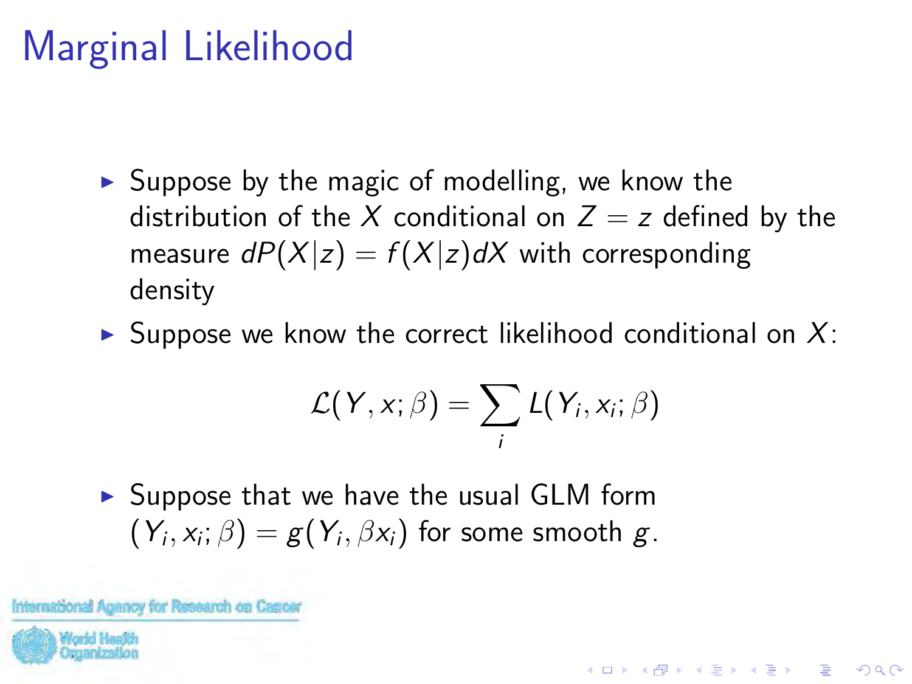# Marginal Likelihood

- Suppose by the magic of modelling, we know the distribution of the $X$ conditional on $Z = z$ defined by the measure $dP(X|z) = f(X|z)dX$ with corresponding density
- Suppose we know the correct likelihood conditional on $X$:

$$\mathcal{L}(Y, x; \beta) = \sum_i L(Y_i, x_i; \beta)$$

- Suppose that we have the usual GLM form $(Y_i, x_i; \beta) = g(Y_i, \beta x_i)$ for some smooth $g$.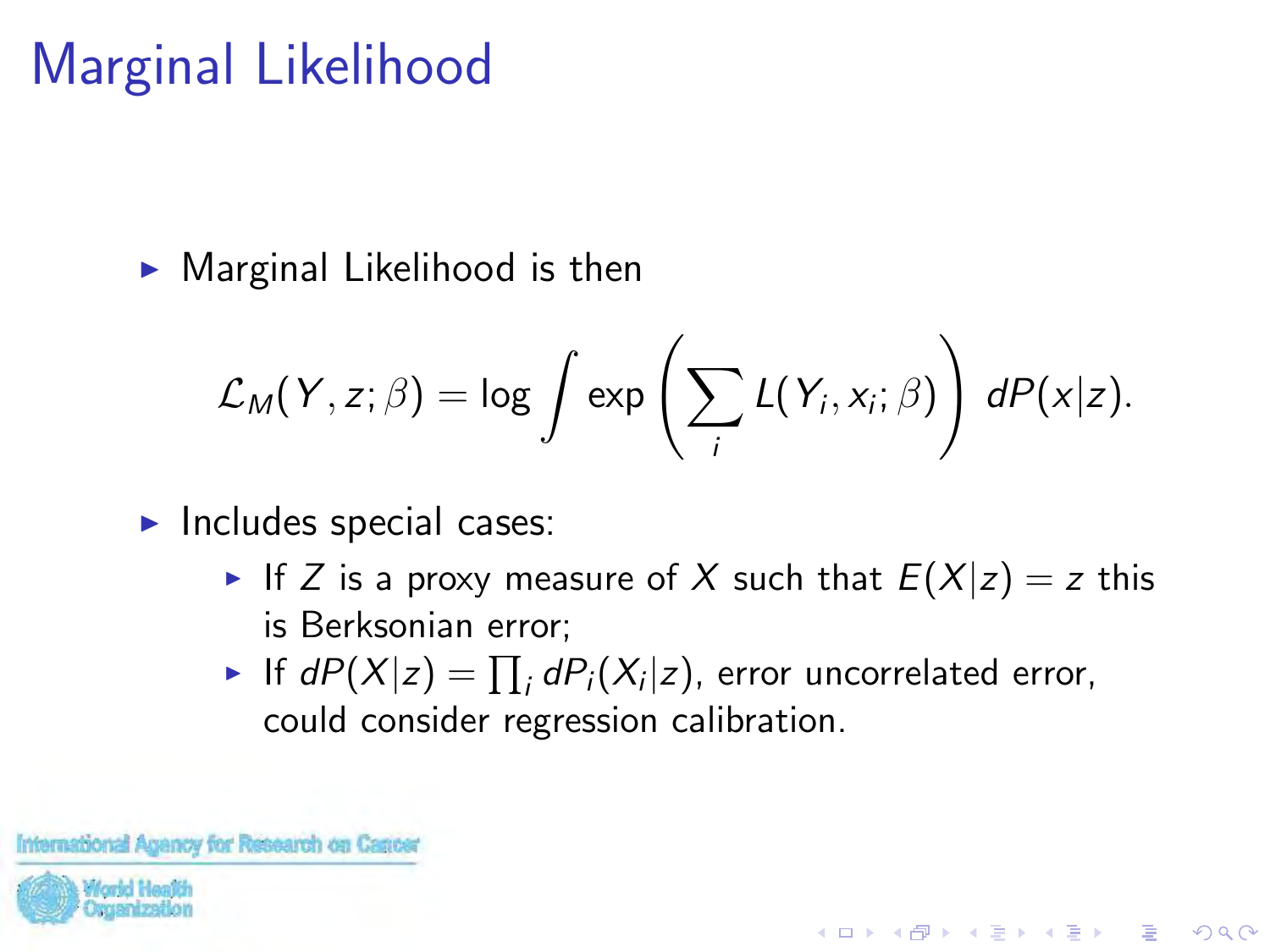# Marginal Likelihood

- Marginal Likelihood is then

$$\mathcal{L}_M(Y, z; \beta) = \log \int \exp\left(\sum_i L(Y_i, x_i; \beta)\right) \, dP(x|z).$$

- Includes special cases:
  - If $Z$ is a proxy measure of $X$ such that $E(X|z) = z$ this is Berksonian error;
  - If $dP(X|z) = \prod_i dP_i(X_i|z)$, error uncorrelated error, could consider regression calibration.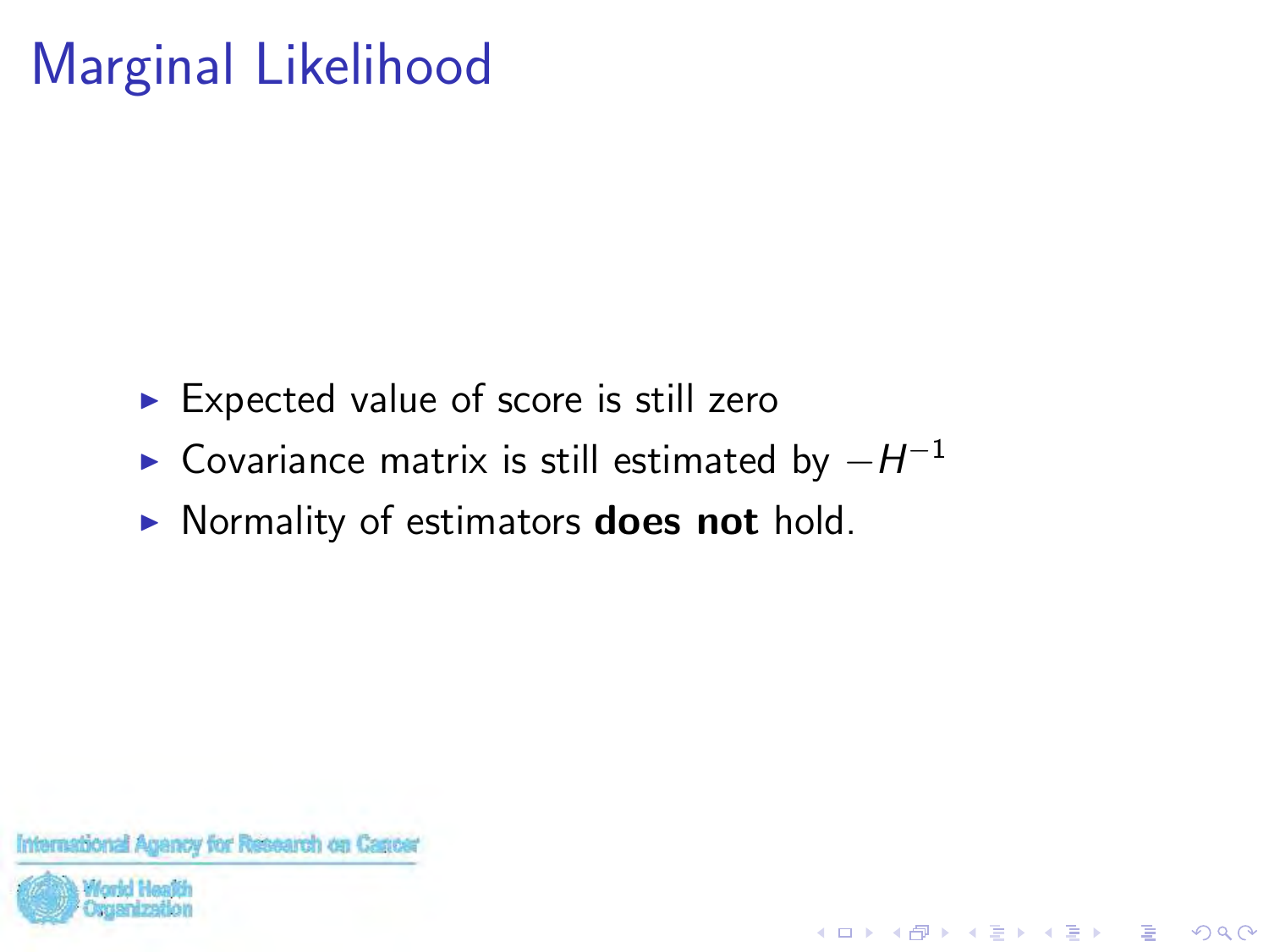# Marginal Likelihood

- Expected value of score is still zero
- Covariance matrix is still estimated by $-H^{-1}$
- Normality of estimators **does not** hold.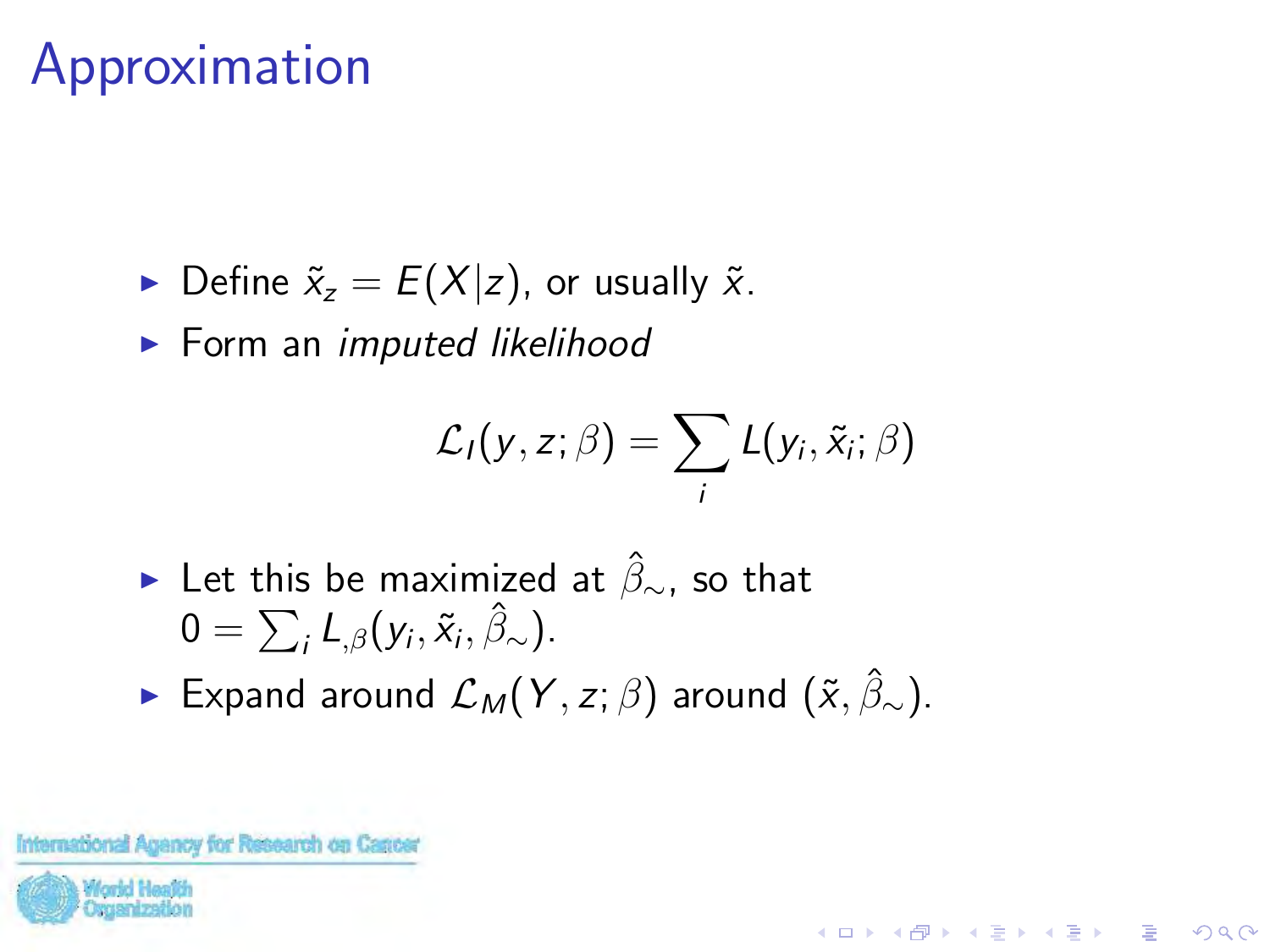# Approximation

- Define $\tilde{x}_z = E(X|z)$, or usually $\tilde{x}$.
- Form an *imputed likelihood*

$$\mathcal{L}_I(y, z; \beta) = \sum_i L(y_i, \tilde{x}_i; \beta)$$

- Let this be maximized at $\hat{\beta}_\sim$, so that $0 = \sum_i L_{,\beta}(y_i, \tilde{x}_i, \hat{\beta}_\sim)$.
- Expand around $\mathcal{L}_M(Y, z; \beta)$ around $(\tilde{x}, \hat{\beta}_\sim)$.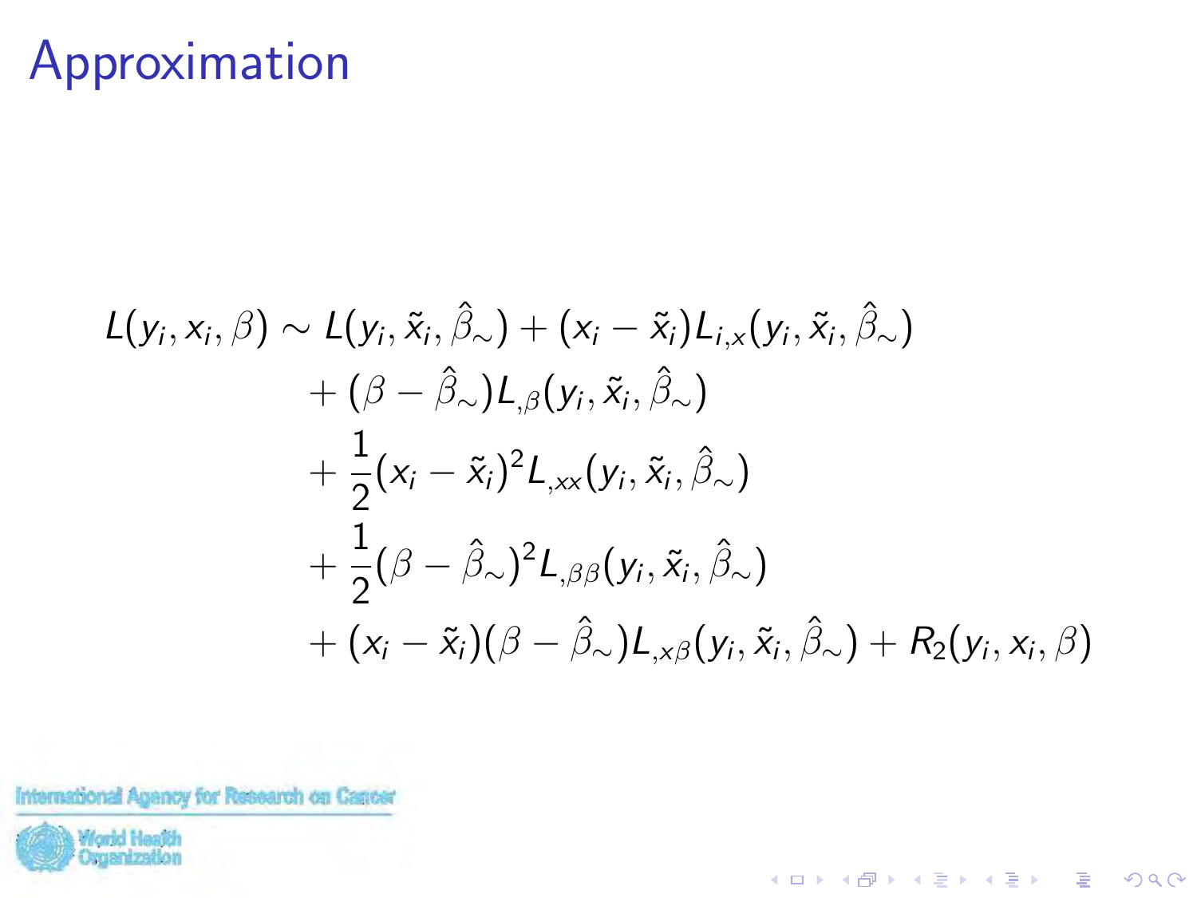# Approximation

$$
\begin{aligned}
L(y_i, x_i, \beta) \sim\ & L(y_i, \tilde{x}_i, \hat{\beta}_\sim) + (x_i - \tilde{x}_i) L_{i,x}(y_i, \tilde{x}_i, \hat{\beta}_\sim) \\
& + (\beta - \hat{\beta}_\sim) L_{,\beta}(y_i, \tilde{x}_i, \hat{\beta}_\sim) \\
& + \frac{1}{2}(x_i - \tilde{x}_i)^2 L_{,xx}(y_i, \tilde{x}_i, \hat{\beta}_\sim) \\
& + \frac{1}{2}(\beta - \hat{\beta}_\sim)^2 L_{,\beta\beta}(y_i, \tilde{x}_i, \hat{\beta}_\sim) \\
& + (x_i - \tilde{x}_i)(\beta - \hat{\beta}_\sim) L_{,x\beta}(y_i, \tilde{x}_i, \hat{\beta}_\sim) + R_2(y_i, x_i, \beta)
\end{aligned}
$$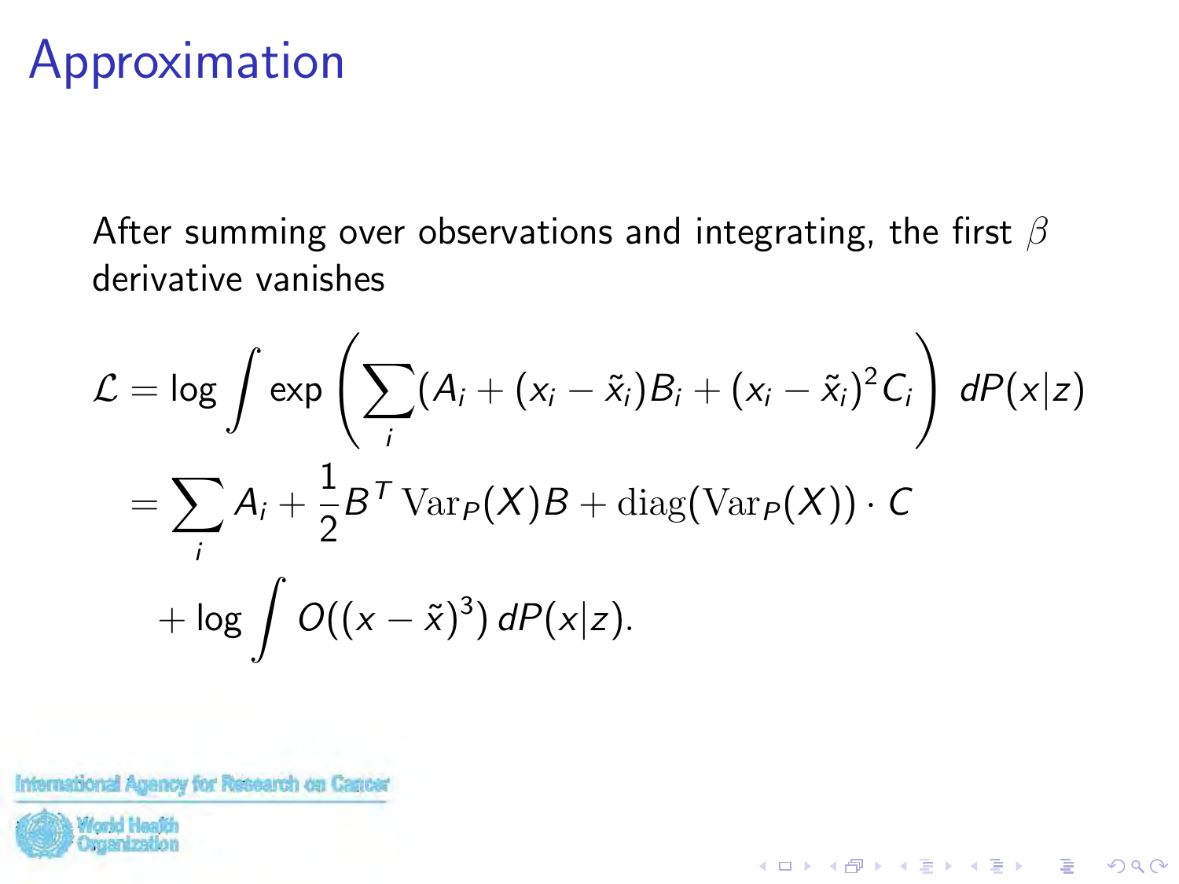# Approximation

After summing over observations and integrating, the first $\beta$ derivative vanishes

$$
\begin{aligned}
\mathcal{L} &= \log \int \exp\left( \sum_i (A_i + (x_i - \tilde{x}_i)B_i + (x_i - \tilde{x}_i)^2 C_i \right) \, dP(x|z) \\
&= \sum_i A_i + \frac{1}{2} B^T \operatorname{Var}_P(X) B + \operatorname{diag}(\operatorname{Var}_P(X)) \cdot C \\
&\quad + \log \int O((x - \tilde{x})^3) \, dP(x|z).
\end{aligned}
$$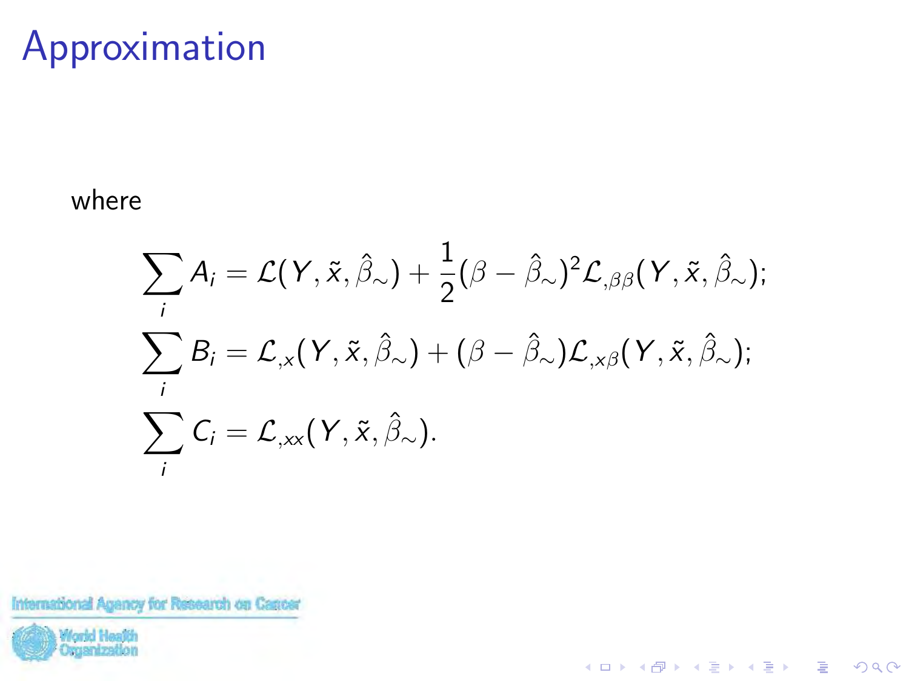# Approximation

where

$$
\begin{aligned}
\sum_i A_i &= \mathcal{L}(Y, \tilde{x}, \hat{\beta}_{\sim}) + \frac{1}{2}(\beta - \hat{\beta}_{\sim})^2 \mathcal{L}_{,\beta\beta}(Y, \tilde{x}, \hat{\beta}_{\sim}); \\
\sum_i B_i &= \mathcal{L}_{,x}(Y, \tilde{x}, \hat{\beta}_{\sim}) + (\beta - \hat{\beta}_{\sim}) \mathcal{L}_{,x\beta}(Y, \tilde{x}, \hat{\beta}_{\sim}); \\
\sum_i C_i &= \mathcal{L}_{,xx}(Y, \tilde{x}, \hat{\beta}_{\sim}).
\end{aligned}
$$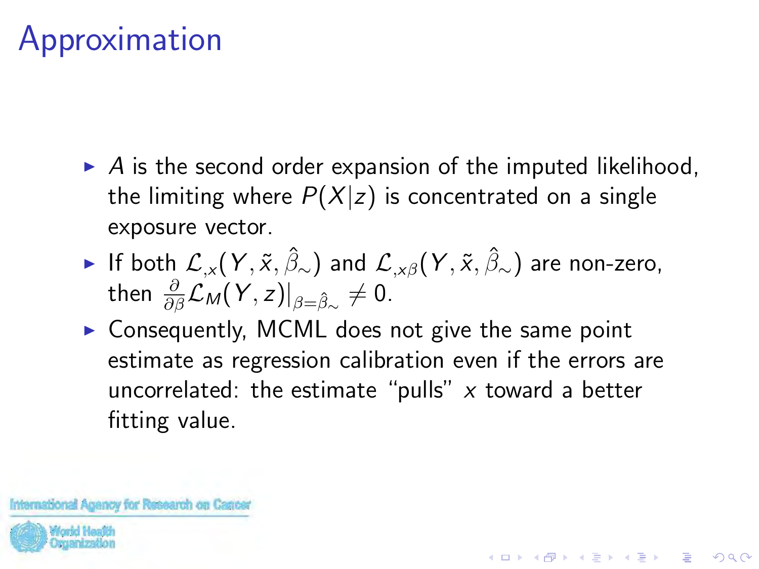# Approximation

- $A$ is the second order expansion of the imputed likelihood, the limiting where $P(X|z)$ is concentrated on a single exposure vector.
- If both $\mathcal{L}_{,x}(Y, \tilde{x}, \hat{\beta}_{\sim})$ and $\mathcal{L}_{,x\beta}(Y, \tilde{x}, \hat{\beta}_{\sim})$ are non-zero, then $\frac{\partial}{\partial \beta}\mathcal{L}_M(Y, z)|_{\beta=\hat{\beta}_{\sim}} \neq 0$.
- Consequently, MCML does not give the same point estimate as regression calibration even if the errors are uncorrelated: the estimate "pulls" $x$ toward a better fitting value.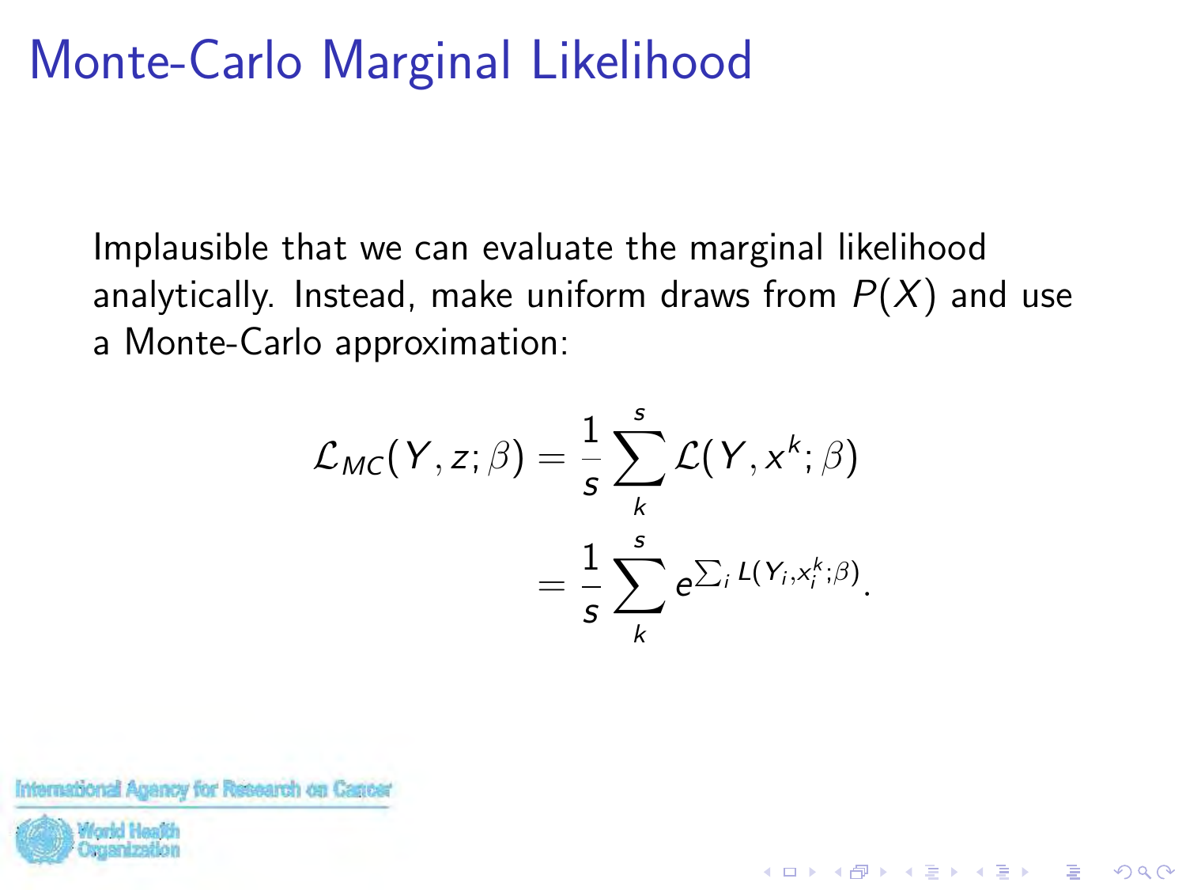# Monte-Carlo Marginal Likelihood

Implausible that we can evaluate the marginal likelihood analytically. Instead, make uniform draws from $P(X)$ and use a Monte-Carlo approximation:

$$
\begin{aligned}
\mathcal{L}_{MC}(Y, z; \beta) &= \frac{1}{s} \sum_{k}^{s} \mathcal{L}(Y, x^k; \beta) \\
&= \frac{1}{s} \sum_{k}^{s} e^{\sum_i L(Y_i, x_i^k; \beta)}.
\end{aligned}
$$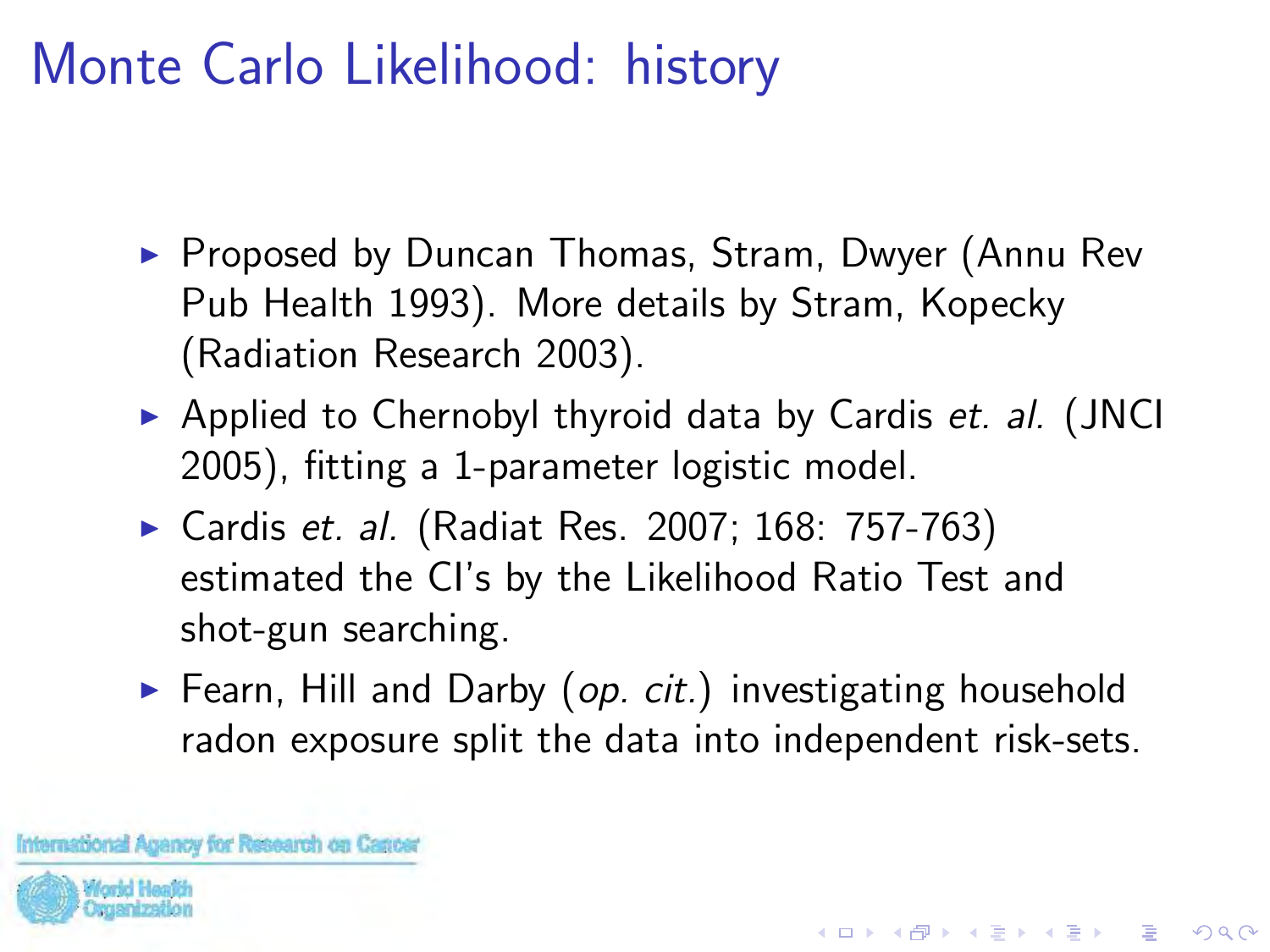# Monte Carlo Likelihood: history

- Proposed by Duncan Thomas, Stram, Dwyer (Annu Rev Pub Health 1993). More details by Stram, Kopecky (Radiation Research 2003).
- Applied to Chernobyl thyroid data by Cardis *et. al.* (JNCI 2005), fitting a 1-parameter logistic model.
- Cardis *et. al.* (Radiat Res. 2007; 168: 757-763) estimated the CI's by the Likelihood Ratio Test and shot-gun searching.
- Fearn, Hill and Darby (*op. cit.*) investigating household radon exposure split the data into independent risk-sets.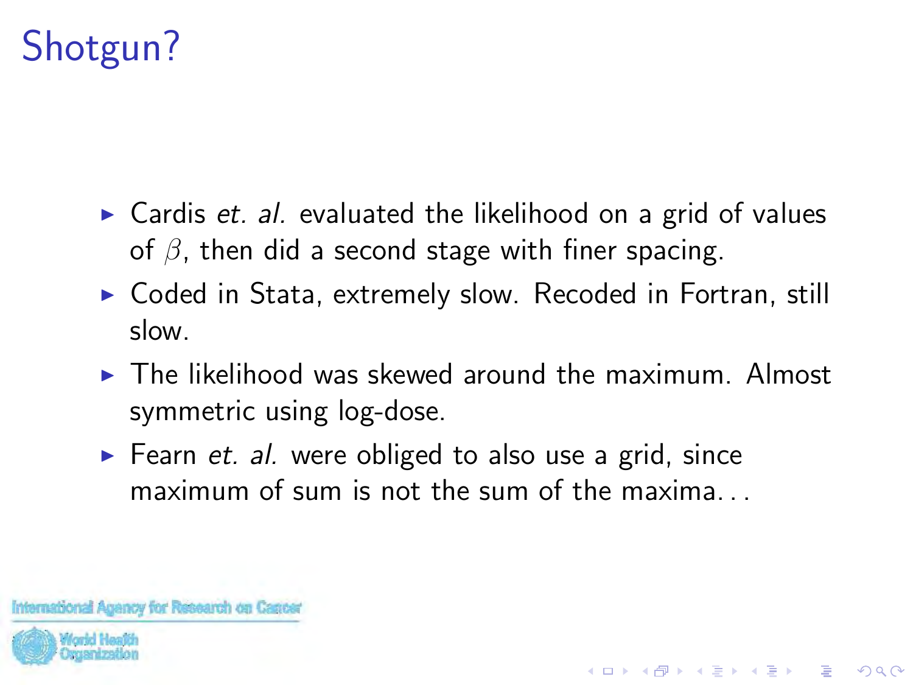# Shotgun?

- Cardis *et. al.* evaluated the likelihood on a grid of values of $\beta$, then did a second stage with finer spacing.
- Coded in Stata, extremely slow. Recoded in Fortran, still slow.
- The likelihood was skewed around the maximum. Almost symmetric using log-dose.
- Fearn *et. al.* were obliged to also use a grid, since maximum of sum is not the sum of the maxima. . .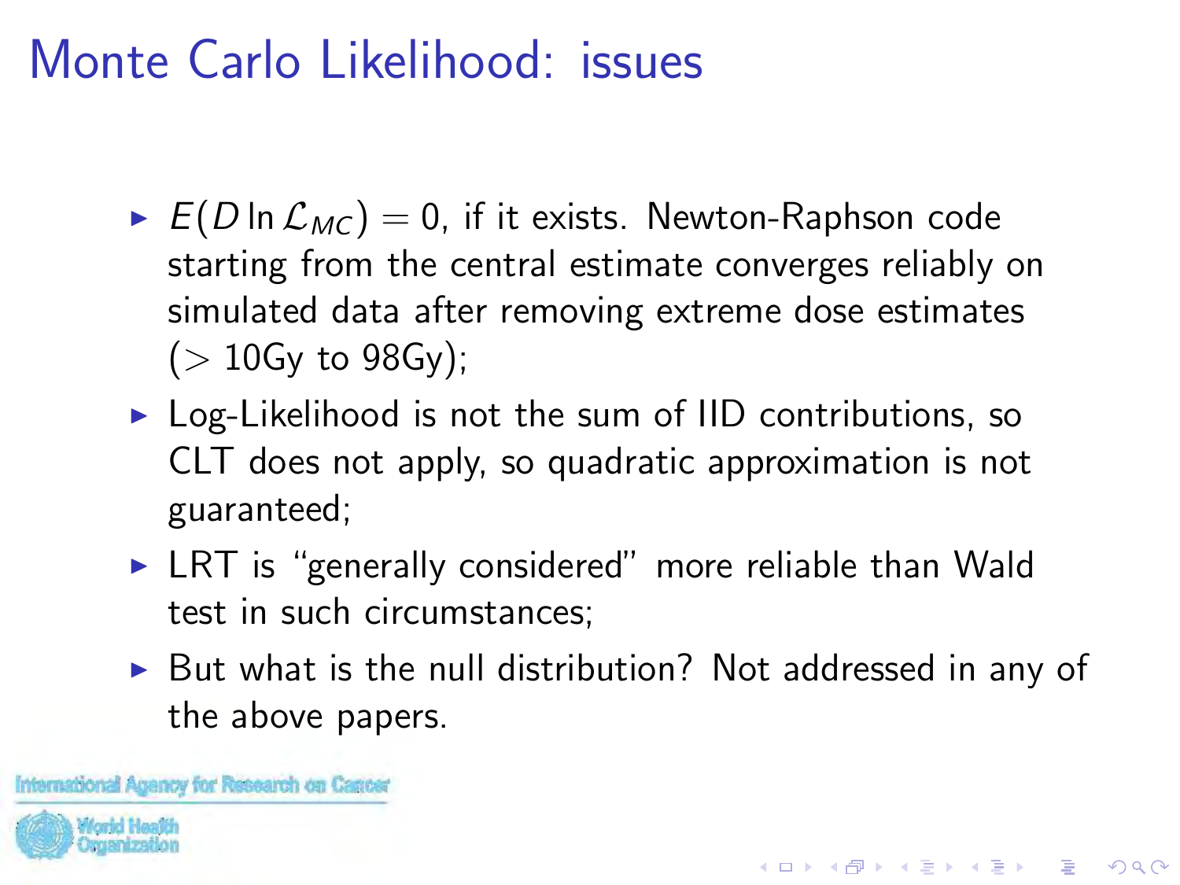# Monte Carlo Likelihood: issues

- $E(D \ln \mathcal{L}_{MC}) = 0$, if it exists. Newton-Raphson code starting from the central estimate converges reliably on simulated data after removing extreme dose estimates ($>$ 10Gy to 98Gy);
- Log-Likelihood is not the sum of IID contributions, so CLT does not apply, so quadratic approximation is not guaranteed;
- LRT is "generally considered" more reliable than Wald test in such circumstances;
- But what is the null distribution? Not addressed in any of the above papers.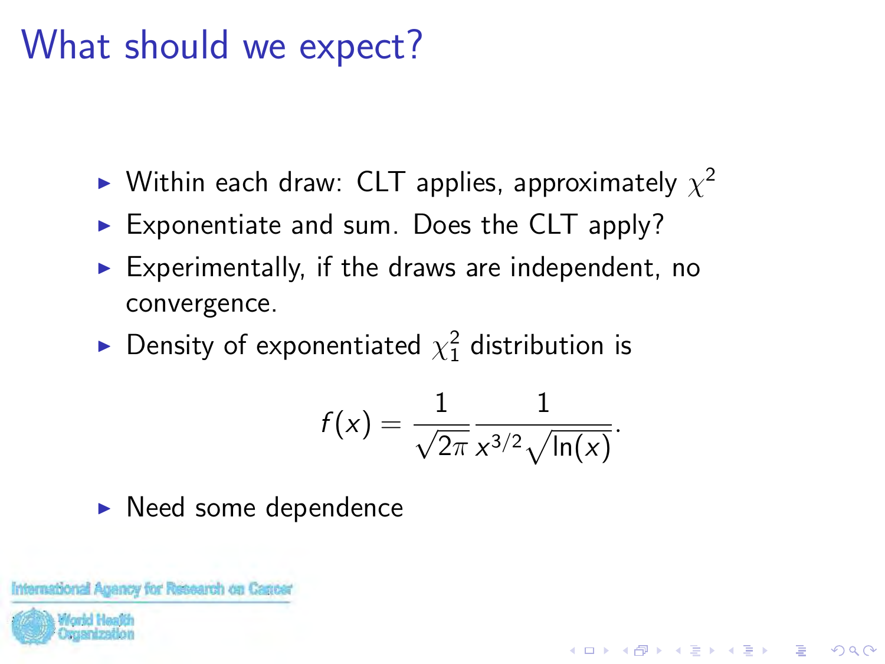# What should we expect?

- Within each draw: CLT applies, approximately $\chi^2$
- Exponentiate and sum. Does the CLT apply?
- Experimentally, if the draws are independent, no convergence.
- Density of exponentiated $\chi^2_1$ distribution is

$$f(x) = \frac{1}{\sqrt{2\pi}} \frac{1}{x^{3/2}\sqrt{\ln(x)}}.$$

- Need some dependence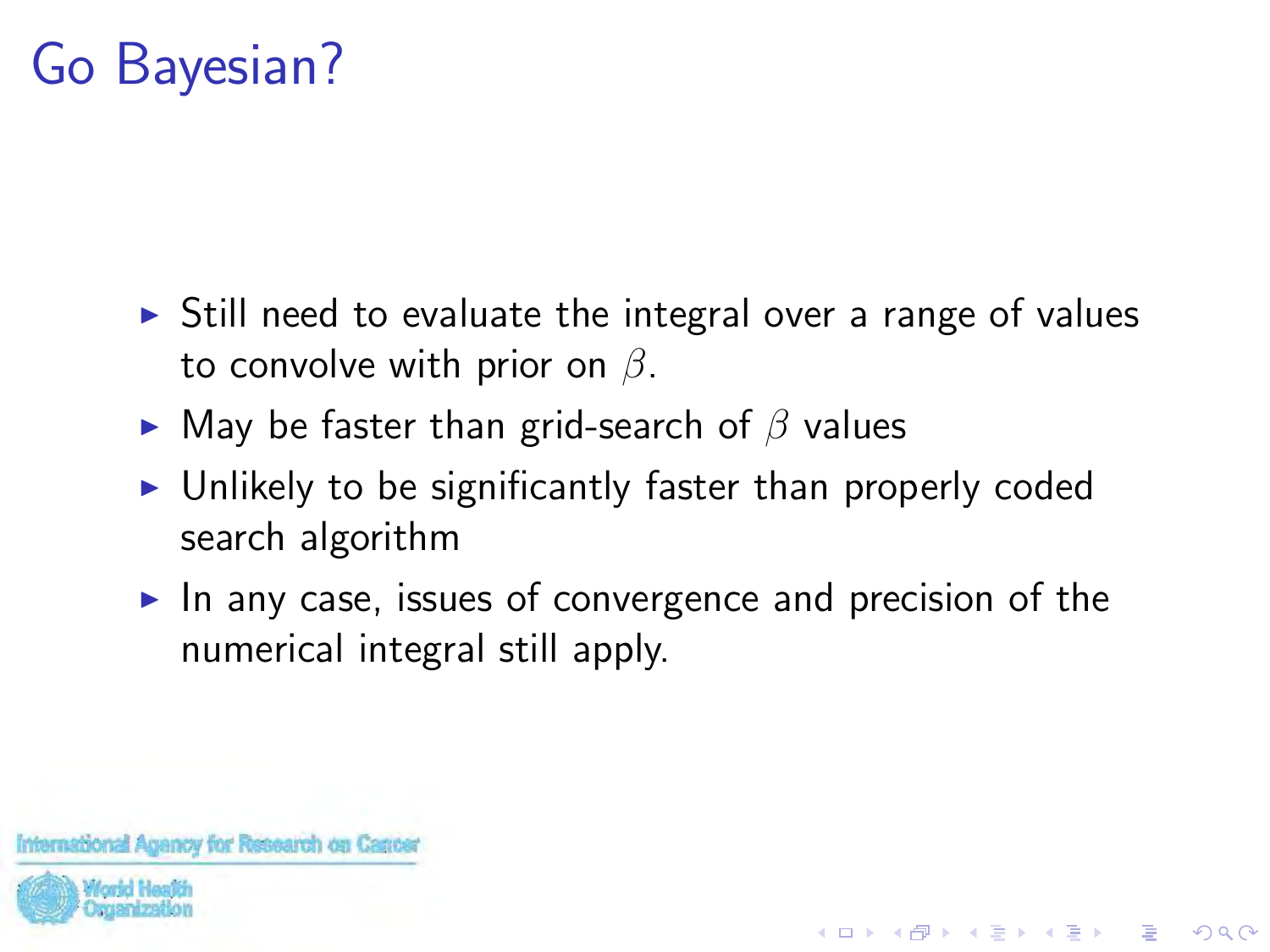# Go Bayesian?

- Still need to evaluate the integral over a range of values to convolve with prior on $\beta$.
- May be faster than grid-search of $\beta$ values
- Unlikely to be significantly faster than properly coded search algorithm
- In any case, issues of convergence and precision of the numerical integral still apply.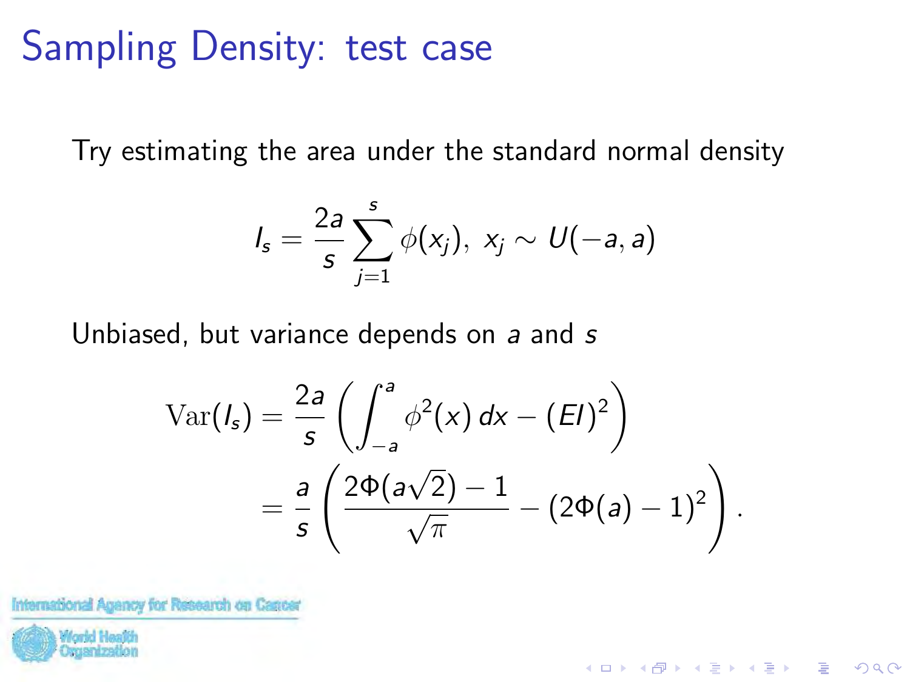# Sampling Density: test case

Try estimating the area under the standard normal density

$$I_s = \frac{2a}{s} \sum_{j=1}^{s} \phi(x_j), \; x_j \sim U(-a, a)$$

Unbiased, but variance depends on $a$ and $s$

$$\begin{aligned}
\mathrm{Var}(I_s) &= \frac{2a}{s} \left( \int_{-a}^{a} \phi^2(x)\, dx - (EI)^2 \right) \\
&= \frac{a}{s} \left( \frac{2\Phi(a\sqrt{2}) - 1}{\sqrt{\pi}} - (2\Phi(a) - 1)^2 \right).
\end{aligned}$$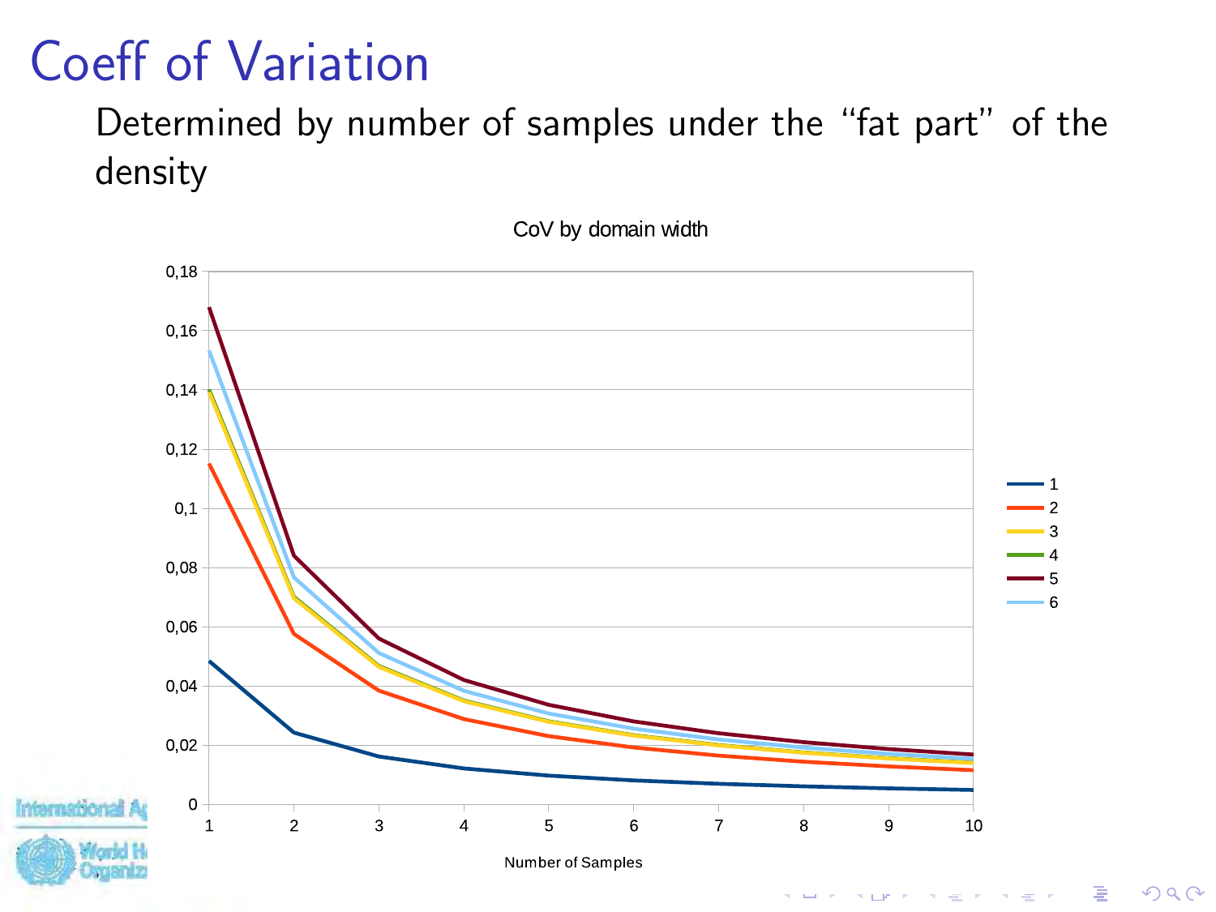# Coeff of Variation

Determined by number of samples under the "fat part" of the density

CoV by domain width

Number of Samples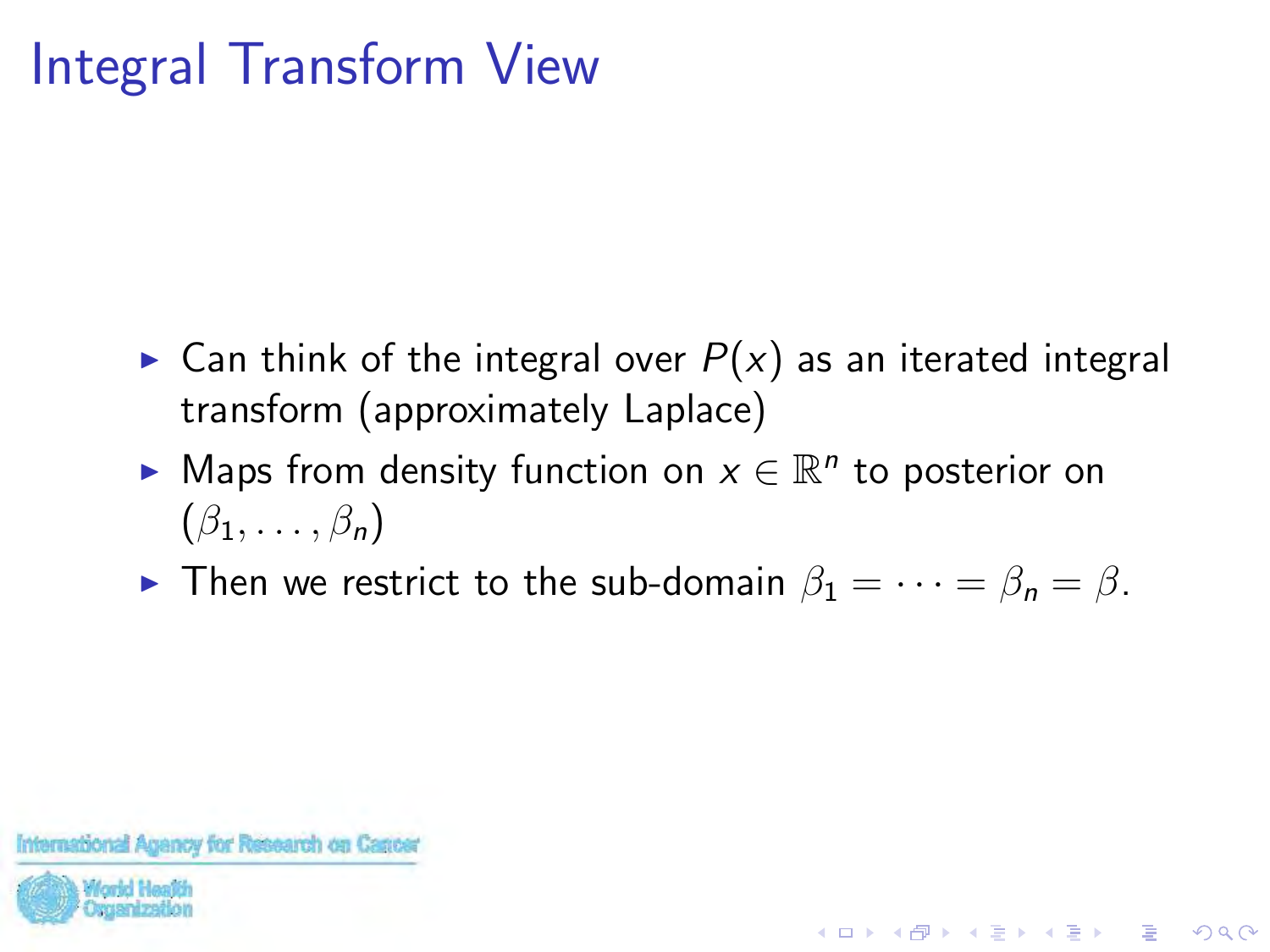# Integral Transform View

- Can think of the integral over $P(x)$ as an iterated integral transform (approximately Laplace)
- Maps from density function on $x \in \mathbb{R}^n$ to posterior on $(\beta_1, \ldots, \beta_n)$
- Then we restrict to the sub-domain $\beta_1 = \cdots = \beta_n = \beta$.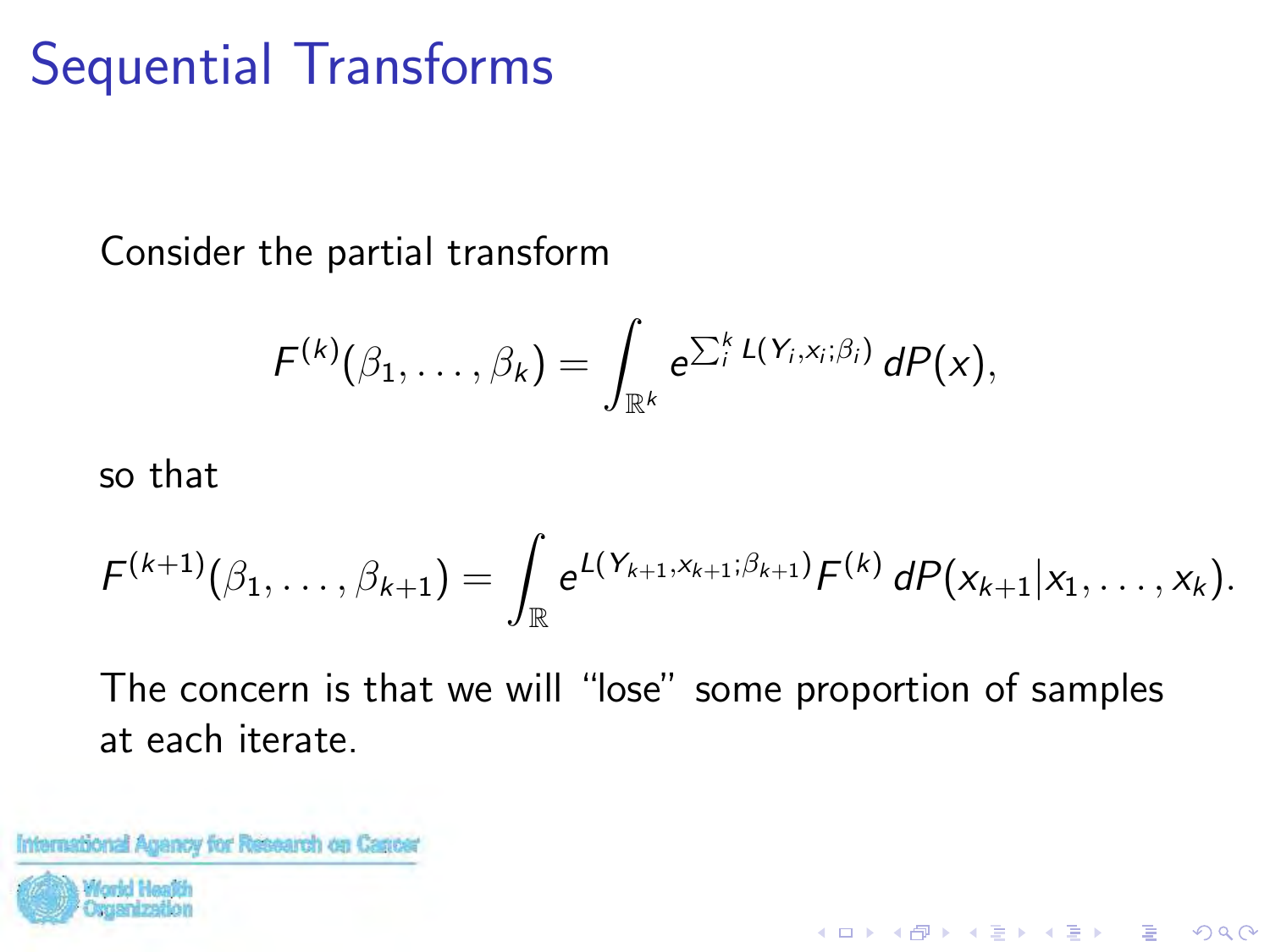# Sequential Transforms

Consider the partial transform

$$F^{(k)}(\beta_1, \ldots, \beta_k) = \int_{\mathbb{R}^k} e^{\sum_i^k L(Y_i, x_i; \beta_i)} \, dP(x),$$

so that

$$F^{(k+1)}(\beta_1, \ldots, \beta_{k+1}) = \int_{\mathbb{R}} e^{L(Y_{k+1}, x_{k+1}; \beta_{k+1})} F^{(k)} \, dP(x_{k+1} | x_1, \ldots, x_k).$$

The concern is that we will "lose" some proportion of samples at each iterate.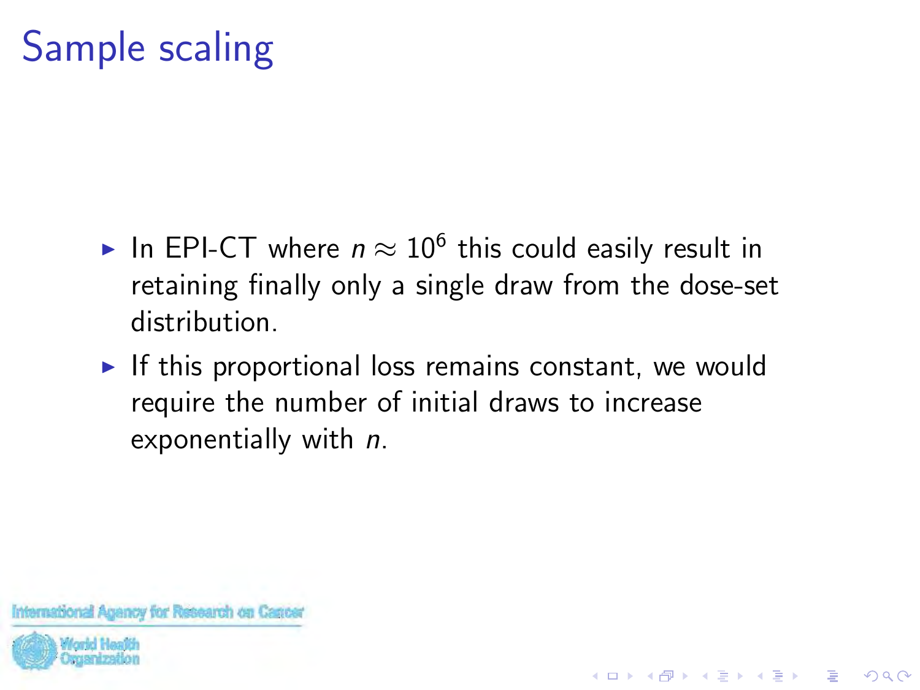# Sample scaling

- In EPI-CT where $n \approx 10^6$ this could easily result in retaining finally only a single draw from the dose-set distribution.
- If this proportional loss remains constant, we would require the number of initial draws to increase exponentially with $n$.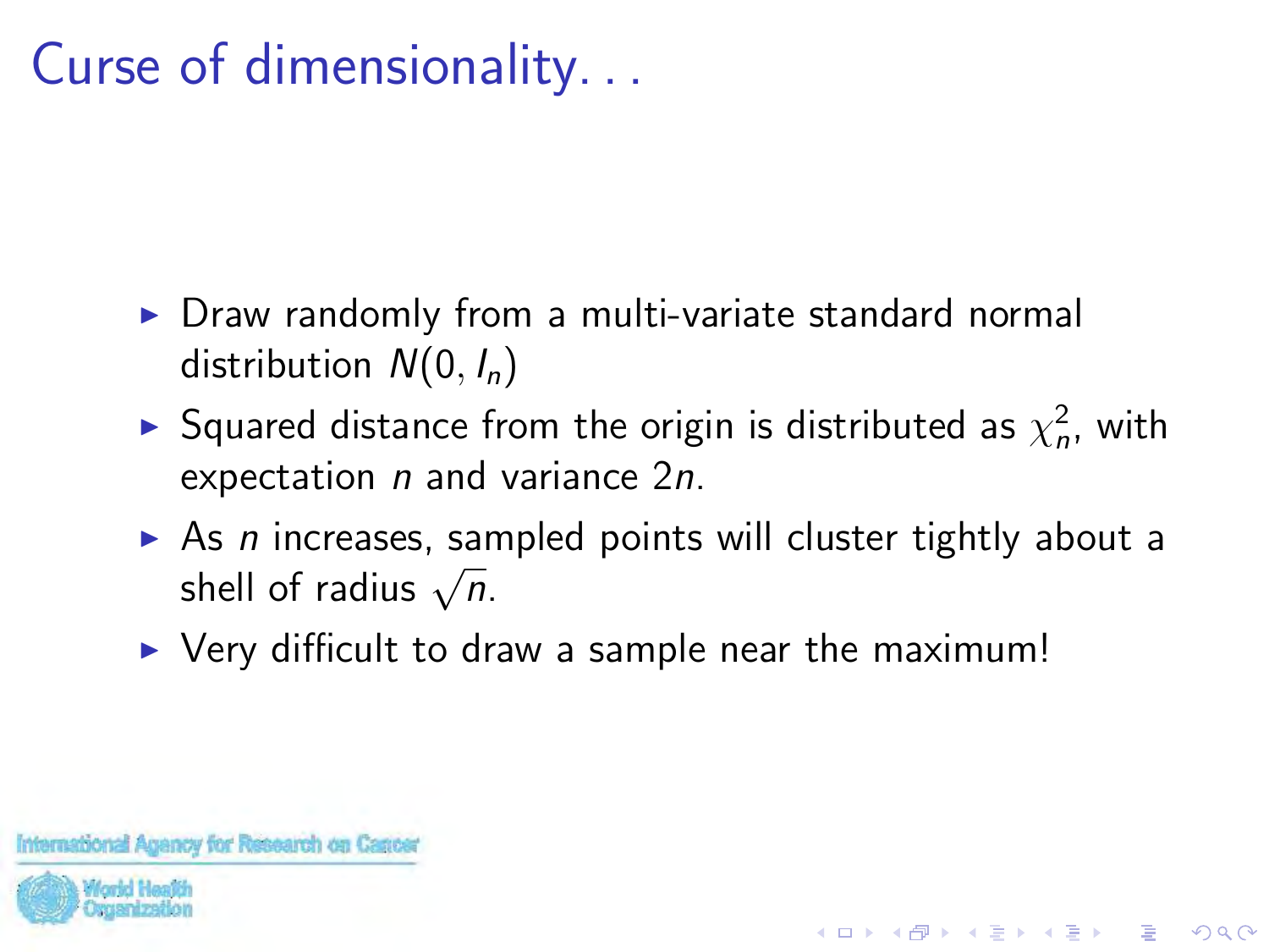# Curse of dimensionality. . .

- Draw randomly from a multi-variate standard normal distribution $N(0, I_n)$
- Squared distance from the origin is distributed as $\chi^2_n$, with expectation $n$ and variance $2n$.
- As $n$ increases, sampled points will cluster tightly about a shell of radius $\sqrt{n}$.
- Very difficult to draw a sample near the maximum!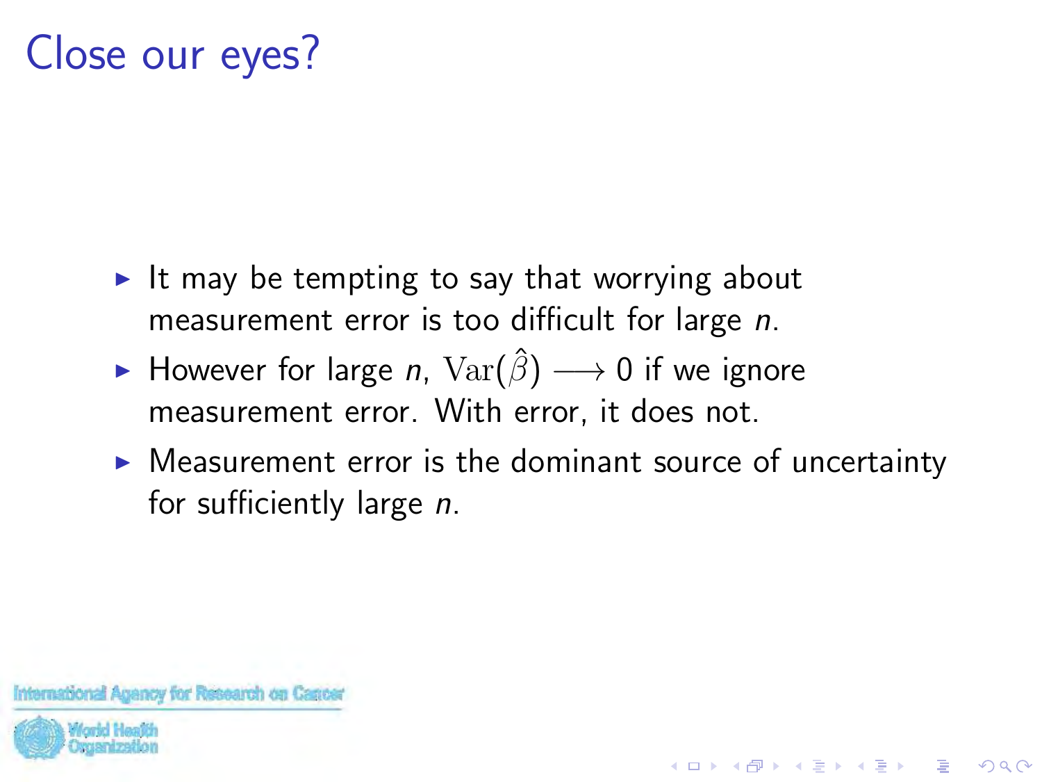# Close our eyes?

- It may be tempting to say that worrying about measurement error is too difficult for large *n*.
- However for large *n*, $\mathrm{Var}(\hat{\beta}) \longrightarrow 0$ if we ignore measurement error. With error, it does not.
- Measurement error is the dominant source of uncertainty for sufficiently large *n*.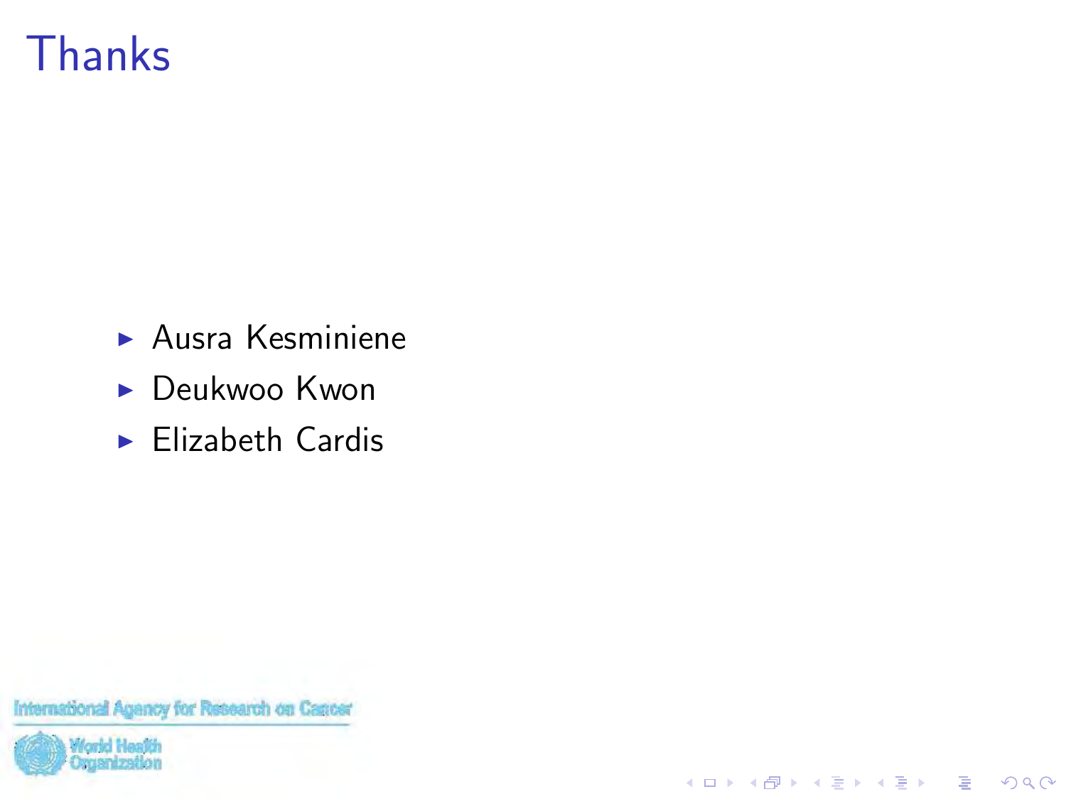# Thanks

- Ausra Kesminiene
- Deukwoo Kwon
- Elizabeth Cardis

International Agency for Research on Cancer

World Health Organization